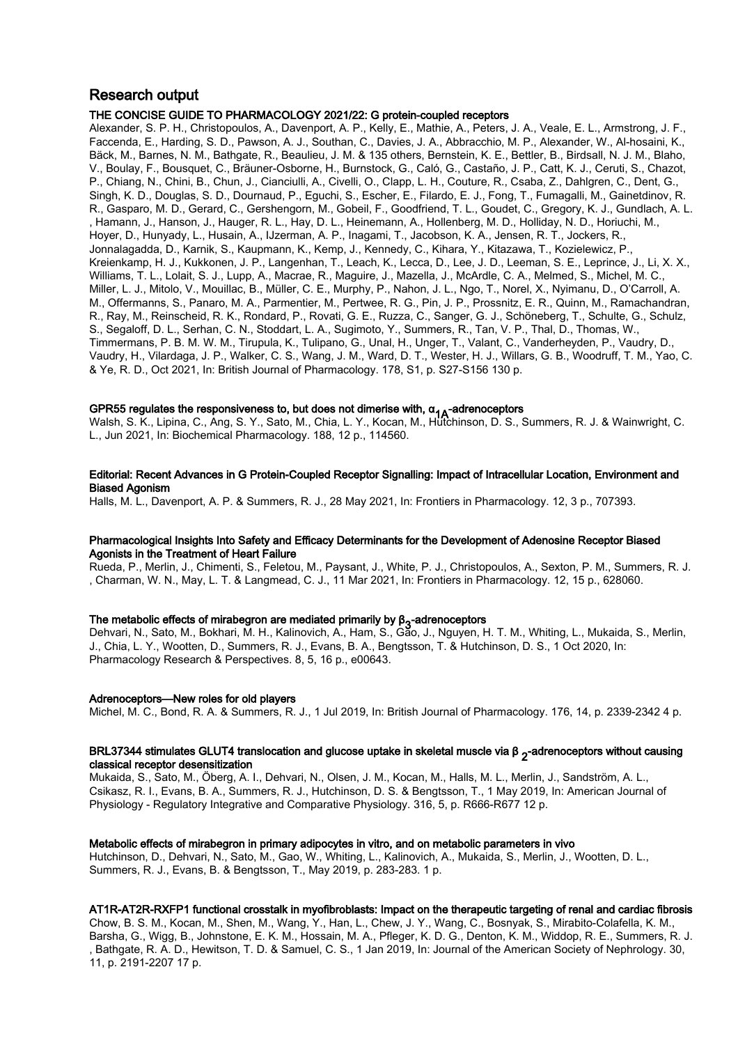## Research output

**THE CONCISE GUIDE TO PHARMACOLOGY 2021/22: G protein-coupled receptors**

Alexander, S. P. H., Christopoulos, A., Davenport, A. P., Kelly, E., Mathie, A., Peters, J. A., Veale, E. L., Armstrong, J. F., Faccenda, E., Harding, S. D., Pawson, A. J., Southan, C., Davies, J. A., Abbracchio, M. P., Alexander, W., Al-hosaini, K., Bäck, M., Barnes, N. M., Bathgate, R., Beaulieu, J. M. & 135 others, Bernstein, K. E., Bettler, B., Birdsall, N. J. M., Blaho, V., Boulay, F., Bousquet, C., Bräuner-Osborne, H., Burnstock, G., Caló, G., Castaño, J. P., Catt, K. J., Ceruti, S., Chazot, P., Chiang, N., Chini, B., Chun, J., Cianciulli, A., Civelli, O., Clapp, L. H., Couture, R., Csaba, Z., Dahlgren, C., Dent, G., Singh, K. D., Douglas, S. D., Dournaud, P., Eguchi, S., Escher, E., Filardo, E. J., Fong, T., Fumagalli, M., Gainetdinov, R. R., Gasparo, M. D., Gerard, C., Gershengorn, M., Gobeil, F., Goodfriend, T. L., Goudet, C., Gregory, K. J., Gundlach, A. L., Hamann, J., Hanson, J., Hauger, R. L., Hay, D. L., Heinemann, A., Hollenberg, M. D., Holliday, N. D., Horiuchi, M., Hoyer, D., Hunyady, L., Husain, A., IJzerman, A. P., Inagami, T., Jacobson, K. A., Jensen, R. T., Jockers, R., Jonnalagadda, D., Karnik, S., Kaupmann, K., Kemp, J., Kennedy, C., Kihara, Y., Kitazawa, T., Kozielewicz, P., Kreienkamp, H. J., Kukkonen, J. P., Langenhan, T., Leach, K., Lecca, D., Lee, J. D., Leeman, S. E., Leprince, J., Li, X. X., Williams, T. L., Lolait, S. J., Lupp, A., Macrae, R., Maguire, J., Mazella, J., McArdle, C. A., Melmed, S., Michel, M. C., Miller, L. J., Mitolo, V., Mouillac, B., Müller, C. E., Murphy, P., Nahon, J. L., Ngo, T., Norel, X., Nyimanu, D., O'Carroll, A. M., Offermanns, S., Panaro, M. A., Parmentier, M., Pertwee, R. G., Pin, J. P., Prossnitz, E. R., Quinn, M., Ramachandran, R., Ray, M., Reinscheid, R. K., Rondard, P., Rovati, G. E., Ruzza, C., Sanger, G. J., Schöneberg, T., Schulte, G., Schulz, S., Segaloff, D. L., Serhan, C. N., Stoddart, L. A., Sugimoto, Y., Summers, R., Tan, V. P., Thal, D., Thomas, W., Timmermans, P. B. M. W. M., Tirupula, K., Tulipano, G., Unal, H., Unger, T., Valant, C., Vanderheyden, P., Vaudry, D., Vaudry, H., Vilardaga, J. P., Walker, C. S., Wang, J. M., Ward, D. T., Wester, H. J., Willars, G. B., Woodruff, T. M., Yao, C. & Ye, R. D., Oct 2021, In: British Journal of Pharmacology. 178, S1, p. S27-S156 130 p.

**GPR55 regulates the responsiveness to, but does not dimerise with, $\alpha_{1A}$-adrenoceptors**

Walsh, S. K., Lipina, C., Ang, S. Y., Sato, M., Chia, L. Y., Kocan, M., Hutchinson, D. S., Summers, R. J. & Wainwright, C. L., Jun 2021, In: Biochemical Pharmacology. 188, 12 p., 114560.

**Editorial: Recent Advances in G Protein-Coupled Receptor Signalling: Impact of Intracellular Location, Environment and Biased Agonism**

Halls, M. L., Davenport, A. P. & Summers, R. J., 28 May 2021, In: Frontiers in Pharmacology. 12, 3 p., 707393.

**Pharmacological Insights Into Safety and Efficacy Determinants for the Development of Adenosine Receptor Biased Agonists in the Treatment of Heart Failure**

Rueda, P., Merlin, J., Chimenti, S., Feletou, M., Paysant, J., White, P. J., Christopoulos, A., Sexton, P. M., Summers, R. J., Charman, W. N., May, L. T. & Langmead, C. J., 11 Mar 2021, In: Frontiers in Pharmacology. 12, 15 p., 628060.

**The metabolic effects of mirabegron are mediated primarily by $\beta_3$-adrenoceptors**

Dehvari, N., Sato, M., Bokhari, M. H., Kalinovich, A., Ham, S., Gao, J., Nguyen, H. T. M., Whiting, L., Mukaida, S., Merlin, J., Chia, L. Y., Wootten, D., Summers, R. J., Evans, B. A., Bengtsson, T. & Hutchinson, D. S., 1 Oct 2020, In: Pharmacology Research & Perspectives. 8, 5, 16 p., e00643.

**Adrenoceptors—New roles for old players**

Michel, M. C., Bond, R. A. & Summers, R. J., 1 Jul 2019, In: British Journal of Pharmacology. 176, 14, p. 2339-2342 4 p.

**BRL37344 stimulates GLUT4 translocation and glucose uptake in skeletal muscle via $\beta_2$-adrenoceptors without causing classical receptor desensitization**

Mukaida, S., Sato, M., Öberg, A. I., Dehvari, N., Olsen, J. M., Kocan, M., Halls, M. L., Merlin, J., Sandström, A. L., Csikasz, R. I., Evans, B. A., Summers, R. J., Hutchinson, D. S. & Bengtsson, T., 1 May 2019, In: American Journal of Physiology - Regulatory Integrative and Comparative Physiology. 316, 5, p. R666-R677 12 p.

**Metabolic effects of mirabegron in primary adipocytes in vitro, and on metabolic parameters in vivo**

Hutchinson, D., Dehvari, N., Sato, M., Gao, W., Whiting, L., Kalinovich, A., Mukaida, S., Merlin, J., Wootten, D. L., Summers, R. J., Evans, B. & Bengtsson, T., May 2019, p. 283-283. 1 p.

**AT1R-AT2R-RXFP1 functional crosstalk in myofibroblasts: Impact on the therapeutic targeting of renal and cardiac fibrosis**

Chow, B. S. M., Kocan, M., Shen, M., Wang, Y., Han, L., Chew, J. Y., Wang, C., Bosnyak, S., Mirabito-Colafella, K. M., Barsha, G., Wigg, B., Johnstone, E. K. M., Hossain, M. A., Pfleger, K. D. G., Denton, K. M., Widdop, R. E., Summers, R. J., Bathgate, R. A. D., Hewitson, T. D. & Samuel, C. S., 1 Jan 2019, In: Journal of the American Society of Nephrology. 30, 11, p. 2191-2207 17 p.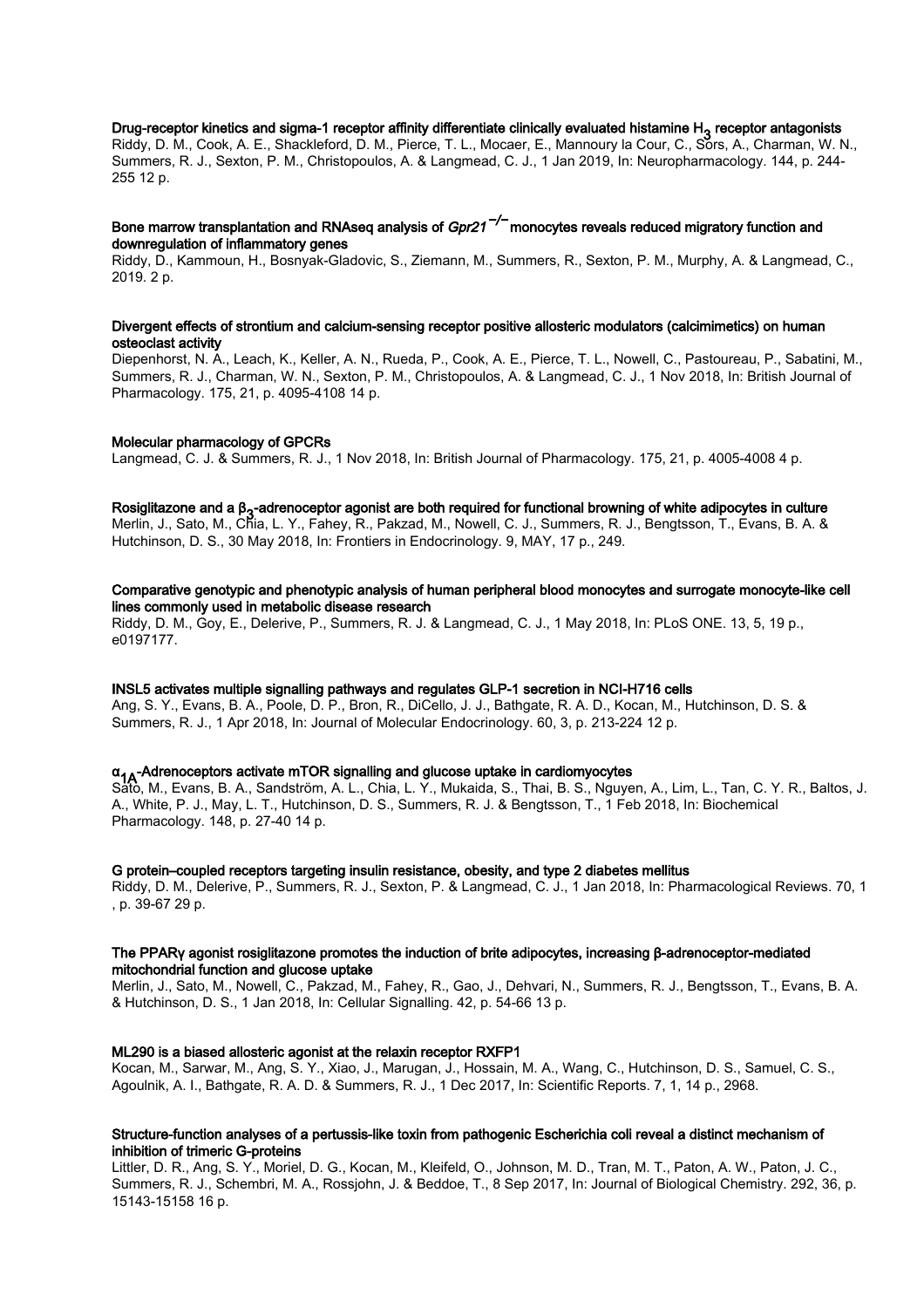**Drug-receptor kinetics and sigma-1 receptor affinity differentiate clinically evaluated histamine $H_3$ receptor antagonists**
Riddy, D. M., Cook, A. E., Shackleford, D. M., Pierce, T. L., Mocaer, E., Mannoury la Cour, C., Sors, A., Charman, W. N., Summers, R. J., Sexton, P. M., Christopoulos, A. & Langmead, C. J., 1 Jan 2019, In: Neuropharmacology. 144, p. 244-255 12 p.

**Bone marrow transplantation and RNAseq analysis of *Gpr21*$^{-/-}$ monocytes reveals reduced migratory function and downregulation of inflammatory genes**
Riddy, D., Kammoun, H., Bosnyak-Gladovic, S., Ziemann, M., Summers, R., Sexton, P. M., Murphy, A. & Langmead, C., 2019. 2 p.

**Divergent effects of strontium and calcium-sensing receptor positive allosteric modulators (calcimimetics) on human osteoclast activity**
Diepenhorst, N. A., Leach, K., Keller, A. N., Rueda, P., Cook, A. E., Pierce, T. L., Nowell, C., Pastoureau, P., Sabatini, M., Summers, R. J., Charman, W. N., Sexton, P. M., Christopoulos, A. & Langmead, C. J., 1 Nov 2018, In: British Journal of Pharmacology. 175, 21, p. 4095-4108 14 p.

**Molecular pharmacology of GPCRs**
Langmead, C. J. & Summers, R. J., 1 Nov 2018, In: British Journal of Pharmacology. 175, 21, p. 4005-4008 4 p.

**Rosiglitazone and a $\beta_3$-adrenoceptor agonist are both required for functional browning of white adipocytes in culture**
Merlin, J., Sato, M., Chia, L. Y., Fahey, R., Pakzad, M., Nowell, C. J., Summers, R. J., Bengtsson, T., Evans, B. A. & Hutchinson, D. S., 30 May 2018, In: Frontiers in Endocrinology. 9, MAY, 17 p., 249.

**Comparative genotypic and phenotypic analysis of human peripheral blood monocytes and surrogate monocyte-like cell lines commonly used in metabolic disease research**
Riddy, D. M., Goy, E., Delerive, P., Summers, R. J. & Langmead, C. J., 1 May 2018, In: PLoS ONE. 13, 5, 19 p., e0197177.

**INSL5 activates multiple signalling pathways and regulates GLP-1 secretion in NCI-H716 cells**
Ang, S. Y., Evans, B. A., Poole, D. P., Bron, R., DiCello, J. J., Bathgate, R. A. D., Kocan, M., Hutchinson, D. S. & Summers, R. J., 1 Apr 2018, In: Journal of Molecular Endocrinology. 60, 3, p. 213-224 12 p.

**$\alpha_{1A}$-Adrenoceptors activate mTOR signalling and glucose uptake in cardiomyocytes**
Sato, M., Evans, B. A., Sandström, A. L., Chia, L. Y., Mukaida, S., Thai, B. S., Nguyen, A., Lim, L., Tan, C. Y. R., Baltos, J. A., White, P. J., May, L. T., Hutchinson, D. S., Summers, R. J. & Bengtsson, T., 1 Feb 2018, In: Biochemical Pharmacology. 148, p. 27-40 14 p.

**G protein–coupled receptors targeting insulin resistance, obesity, and type 2 diabetes mellitus**
Riddy, D. M., Delerive, P., Summers, R. J., Sexton, P. & Langmead, C. J., 1 Jan 2018, In: Pharmacological Reviews. 70, 1 , p. 39-67 29 p.

**The PPARγ agonist rosiglitazone promotes the induction of brite adipocytes, increasing β-adrenoceptor-mediated mitochondrial function and glucose uptake**
Merlin, J., Sato, M., Nowell, C., Pakzad, M., Fahey, R., Gao, J., Dehvari, N., Summers, R. J., Bengtsson, T., Evans, B. A. & Hutchinson, D. S., 1 Jan 2018, In: Cellular Signalling. 42, p. 54-66 13 p.

**ML290 is a biased allosteric agonist at the relaxin receptor RXFP1**
Kocan, M., Sarwar, M., Ang, S. Y., Xiao, J., Marugan, J., Hossain, M. A., Wang, C., Hutchinson, D. S., Samuel, C. S., Agoulnik, A. I., Bathgate, R. A. D. & Summers, R. J., 1 Dec 2017, In: Scientific Reports. 7, 1, 14 p., 2968.

**Structure-function analyses of a pertussis-like toxin from pathogenic Escherichia coli reveal a distinct mechanism of inhibition of trimeric G-proteins**
Littler, D. R., Ang, S. Y., Moriel, D. G., Kocan, M., Kleifeld, O., Johnson, M. D., Tran, M. T., Paton, A. W., Paton, J. C., Summers, R. J., Schembri, M. A., Rossjohn, J. & Beddoe, T., 8 Sep 2017, In: Journal of Biological Chemistry. 292, 36, p. 15143-15158 16 p.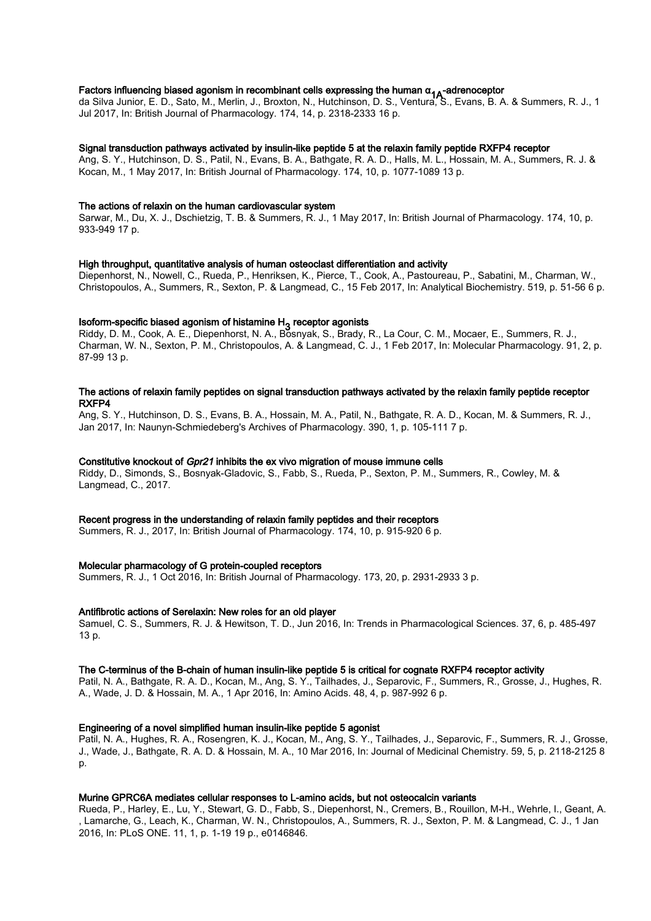**Factors influencing biased agonism in recombinant cells expressing the human $\alpha_{1A}$-adrenoceptor**

da Silva Junior, E. D., Sato, M., Merlin, J., Broxton, N., Hutchinson, D. S., Ventura, S., Evans, B. A. & Summers, R. J., 1 Jul 2017, In: British Journal of Pharmacology. 174, 14, p. 2318-2333 16 p.

**Signal transduction pathways activated by insulin-like peptide 5 at the relaxin family peptide RXFP4 receptor**

Ang, S. Y., Hutchinson, D. S., Patil, N., Evans, B. A., Bathgate, R. A. D., Halls, M. L., Hossain, M. A., Summers, R. J. & Kocan, M., 1 May 2017, In: British Journal of Pharmacology. 174, 10, p. 1077-1089 13 p.

**The actions of relaxin on the human cardiovascular system**

Sarwar, M., Du, X. J., Dschietzig, T. B. & Summers, R. J., 1 May 2017, In: British Journal of Pharmacology. 174, 10, p. 933-949 17 p.

**High throughput, quantitative analysis of human osteoclast differentiation and activity**

Diepenhorst, N., Nowell, C., Rueda, P., Henriksen, K., Pierce, T., Cook, A., Pastoureau, P., Sabatini, M., Charman, W., Christopoulos, A., Summers, R., Sexton, P. & Langmead, C., 15 Feb 2017, In: Analytical Biochemistry. 519, p. 51-56 6 p.

**Isoform-specific biased agonism of histamine $H_3$ receptor agonists**

Riddy, D. M., Cook, A. E., Diepenhorst, N. A., Bosnyak, S., Brady, R., La Cour, C. M., Mocaer, E., Summers, R. J., Charman, W. N., Sexton, P. M., Christopoulos, A. & Langmead, C. J., 1 Feb 2017, In: Molecular Pharmacology. 91, 2, p. 87-99 13 p.

**The actions of relaxin family peptides on signal transduction pathways activated by the relaxin family peptide receptor RXFP4**

Ang, S. Y., Hutchinson, D. S., Evans, B. A., Hossain, M. A., Patil, N., Bathgate, R. A. D., Kocan, M. & Summers, R. J., Jan 2017, In: Naunyn-Schmiedeberg's Archives of Pharmacology. 390, 1, p. 105-111 7 p.

**Constitutive knockout of *Gpr21* inhibits the ex vivo migration of mouse immune cells**

Riddy, D., Simonds, S., Bosnyak-Gladovic, S., Fabb, S., Rueda, P., Sexton, P. M., Summers, R., Cowley, M. & Langmead, C., 2017.

**Recent progress in the understanding of relaxin family peptides and their receptors**

Summers, R. J., 2017, In: British Journal of Pharmacology. 174, 10, p. 915-920 6 p.

**Molecular pharmacology of G protein-coupled receptors**

Summers, R. J., 1 Oct 2016, In: British Journal of Pharmacology. 173, 20, p. 2931-2933 3 p.

**Antifibrotic actions of Serelaxin: New roles for an old player**

Samuel, C. S., Summers, R. J. & Hewitson, T. D., Jun 2016, In: Trends in Pharmacological Sciences. 37, 6, p. 485-497 13 p.

**The C-terminus of the B-chain of human insulin-like peptide 5 is critical for cognate RXFP4 receptor activity**

Patil, N. A., Bathgate, R. A. D., Kocan, M., Ang, S. Y., Tailhades, J., Separovic, F., Summers, R., Grosse, J., Hughes, R. A., Wade, J. D. & Hossain, M. A., 1 Apr 2016, In: Amino Acids. 48, 4, p. 987-992 6 p.

**Engineering of a novel simplified human insulin-like peptide 5 agonist**

Patil, N. A., Hughes, R. A., Rosengren, K. J., Kocan, M., Ang, S. Y., Tailhades, J., Separovic, F., Summers, R. J., Grosse, J., Wade, J., Bathgate, R. A. D. & Hossain, M. A., 10 Mar 2016, In: Journal of Medicinal Chemistry. 59, 5, p. 2118-2125 8 p.

**Murine GPRC6A mediates cellular responses to L-amino acids, but not osteocalcin variants**

Rueda, P., Harley, E., Lu, Y., Stewart, G. D., Fabb, S., Diepenhorst, N., Cremers, B., Rouillon, M-H., Wehrle, I., Geant, A. , Lamarche, G., Leach, K., Charman, W. N., Christopoulos, A., Summers, R. J., Sexton, P. M. & Langmead, C. J., 1 Jan 2016, In: PLoS ONE. 11, 1, p. 1-19 19 p., e0146846.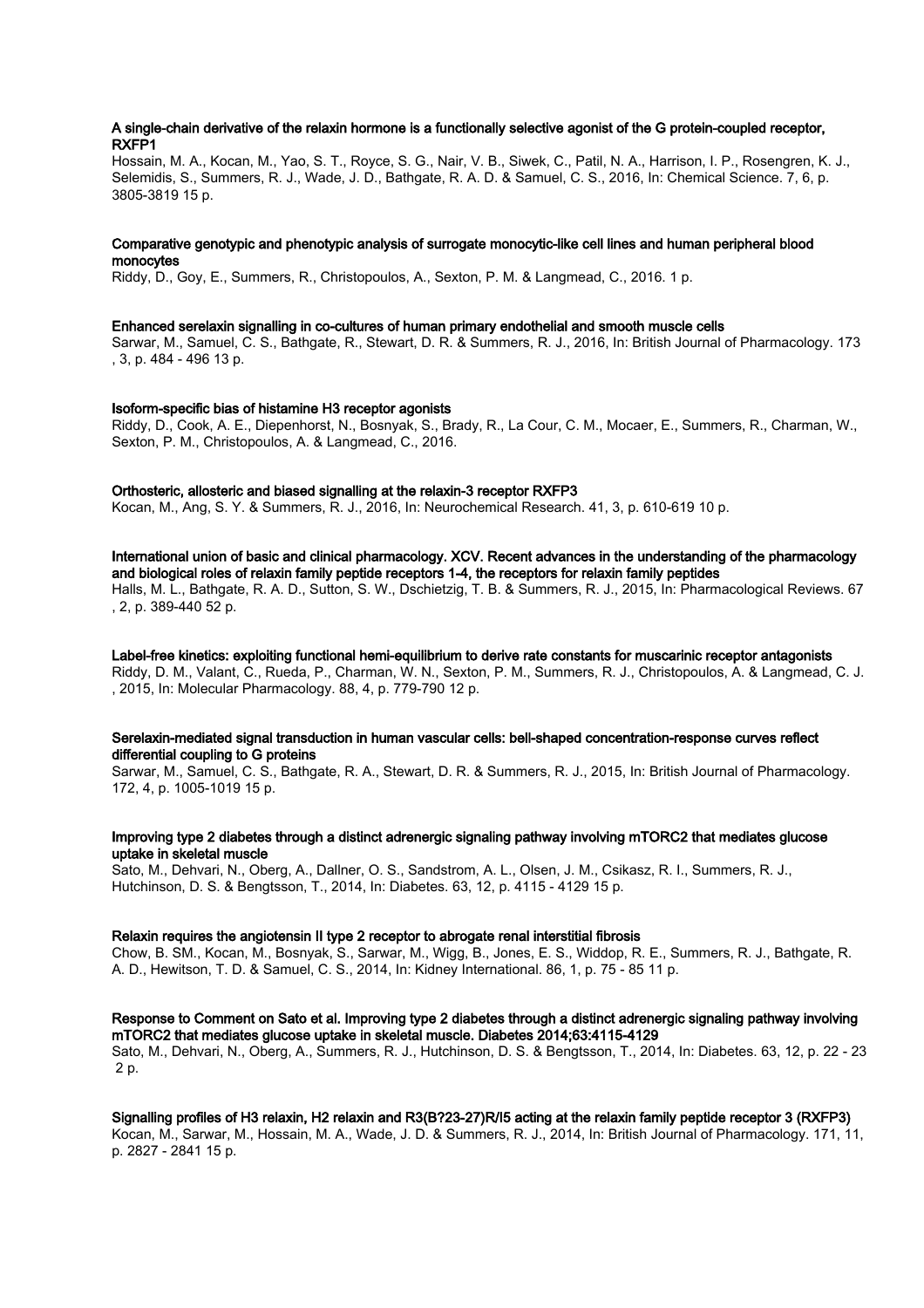**A single-chain derivative of the relaxin hormone is a functionally selective agonist of the G protein-coupled receptor, RXFP1**

Hossain, M. A., Kocan, M., Yao, S. T., Royce, S. G., Nair, V. B., Siwek, C., Patil, N. A., Harrison, I. P., Rosengren, K. J., Selemidis, S., Summers, R. J., Wade, J. D., Bathgate, R. A. D. & Samuel, C. S., 2016, In: Chemical Science. 7, 6, p. 3805-3819 15 p.

**Comparative genotypic and phenotypic analysis of surrogate monocytic-like cell lines and human peripheral blood monocytes**

Riddy, D., Goy, E., Summers, R., Christopoulos, A., Sexton, P. M. & Langmead, C., 2016. 1 p.

**Enhanced serelaxin signalling in co-cultures of human primary endothelial and smooth muscle cells**

Sarwar, M., Samuel, C. S., Bathgate, R., Stewart, D. R. & Summers, R. J., 2016, In: British Journal of Pharmacology. 173 , 3, p. 484 - 496 13 p.

**Isoform-specific bias of histamine H3 receptor agonists**

Riddy, D., Cook, A. E., Diepenhorst, N., Bosnyak, S., Brady, R., La Cour, C. M., Mocaer, E., Summers, R., Charman, W., Sexton, P. M., Christopoulos, A. & Langmead, C., 2016.

**Orthosteric, allosteric and biased signalling at the relaxin-3 receptor RXFP3**

Kocan, M., Ang, S. Y. & Summers, R. J., 2016, In: Neurochemical Research. 41, 3, p. 610-619 10 p.

**International union of basic and clinical pharmacology. XCV. Recent advances in the understanding of the pharmacology and biological roles of relaxin family peptide receptors 1-4, the receptors for relaxin family peptides**

Halls, M. L., Bathgate, R. A. D., Sutton, S. W., Dschietzig, T. B. & Summers, R. J., 2015, In: Pharmacological Reviews. 67 , 2, p. 389-440 52 p.

**Label-free kinetics: exploiting functional hemi-equilibrium to derive rate constants for muscarinic receptor antagonists**

Riddy, D. M., Valant, C., Rueda, P., Charman, W. N., Sexton, P. M., Summers, R. J., Christopoulos, A. & Langmead, C. J. , 2015, In: Molecular Pharmacology. 88, 4, p. 779-790 12 p.

**Serelaxin-mediated signal transduction in human vascular cells: bell-shaped concentration-response curves reflect differential coupling to G proteins**

Sarwar, M., Samuel, C. S., Bathgate, R. A., Stewart, D. R. & Summers, R. J., 2015, In: British Journal of Pharmacology. 172, 4, p. 1005-1019 15 p.

**Improving type 2 diabetes through a distinct adrenergic signaling pathway involving mTORC2 that mediates glucose uptake in skeletal muscle**

Sato, M., Dehvari, N., Oberg, A., Dallner, O. S., Sandstrom, A. L., Olsen, J. M., Csikasz, R. I., Summers, R. J., Hutchinson, D. S. & Bengtsson, T., 2014, In: Diabetes. 63, 12, p. 4115 - 4129 15 p.

**Relaxin requires the angiotensin II type 2 receptor to abrogate renal interstitial fibrosis**

Chow, B. SM., Kocan, M., Bosnyak, S., Sarwar, M., Wigg, B., Jones, E. S., Widdop, R. E., Summers, R. J., Bathgate, R. A. D., Hewitson, T. D. & Samuel, C. S., 2014, In: Kidney International. 86, 1, p. 75 - 85 11 p.

**Response to Comment on Sato et al. Improving type 2 diabetes through a distinct adrenergic signaling pathway involving mTORC2 that mediates glucose uptake in skeletal muscle. Diabetes 2014;63:4115-4129**

Sato, M., Dehvari, N., Oberg, A., Summers, R. J., Hutchinson, D. S. & Bengtsson, T., 2014, In: Diabetes. 63, 12, p. 22 - 23 2 p.

**Signalling profiles of H3 relaxin, H2 relaxin and R3(B?23-27)R/I5 acting at the relaxin family peptide receptor 3 (RXFP3)**

Kocan, M., Sarwar, M., Hossain, M. A., Wade, J. D. & Summers, R. J., 2014, In: British Journal of Pharmacology. 171, 11, p. 2827 - 2841 15 p.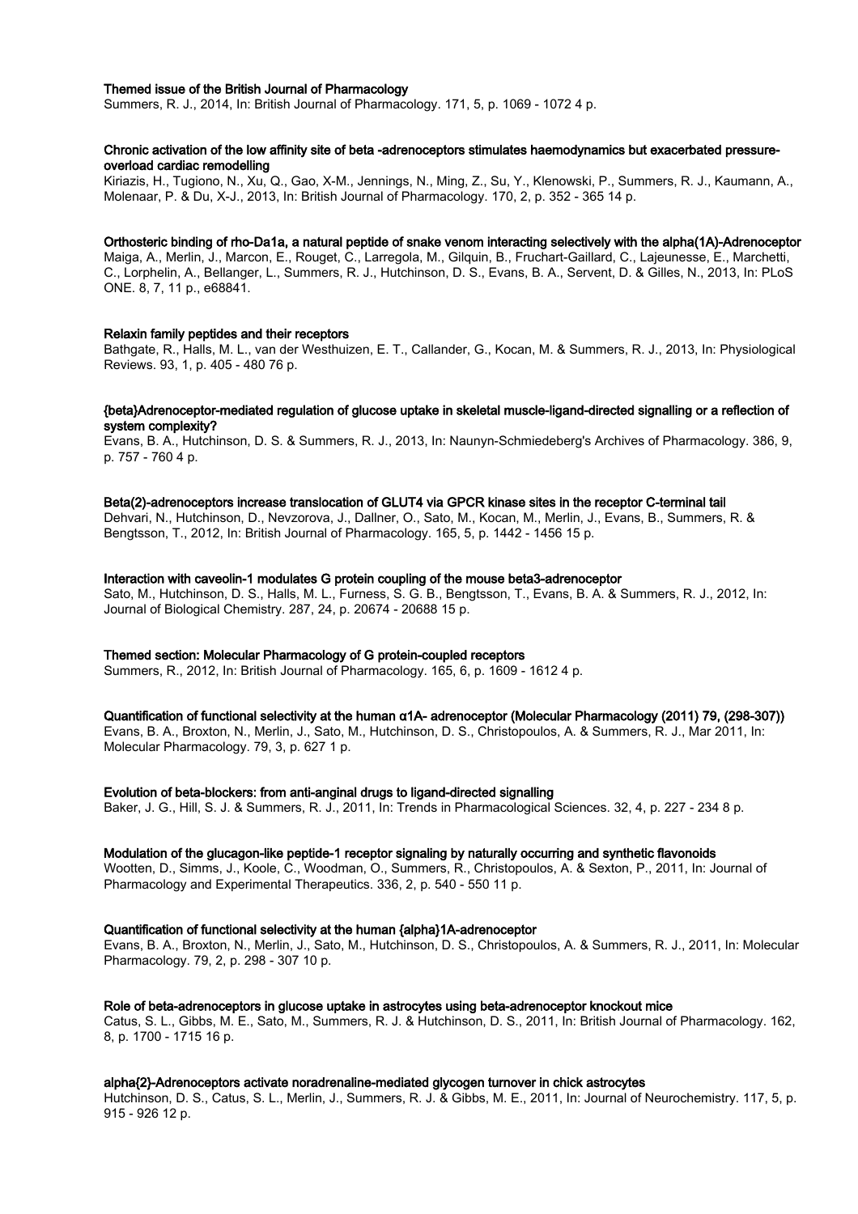**Themed issue of the British Journal of Pharmacology**
Summers, R. J., 2014, In: British Journal of Pharmacology. 171, 5, p. 1069 - 1072 4 p.

**Chronic activation of the low affinity site of beta -adrenoceptors stimulates haemodynamics but exacerbated pressure-overload cardiac remodelling**
Kiriazis, H., Tugiono, N., Xu, Q., Gao, X-M., Jennings, N., Ming, Z., Su, Y., Klenowski, P., Summers, R. J., Kaumann, A., Molenaar, P. & Du, X-J., 2013, In: British Journal of Pharmacology. 170, 2, p. 352 - 365 14 p.

**Orthosteric binding of rho-Da1a, a natural peptide of snake venom interacting selectively with the alpha(1A)-Adrenoceptor**
Maiga, A., Merlin, J., Marcon, E., Rouget, C., Larregola, M., Gilquin, B., Fruchart-Gaillard, C., Lajeunesse, E., Marchetti, C., Lorphelin, A., Bellanger, L., Summers, R. J., Hutchinson, D. S., Evans, B. A., Servent, D. & Gilles, N., 2013, In: PLoS ONE. 8, 7, 11 p., e68841.

**Relaxin family peptides and their receptors**
Bathgate, R., Halls, M. L., van der Westhuizen, E. T., Callander, G., Kocan, M. & Summers, R. J., 2013, In: Physiological Reviews. 93, 1, p. 405 - 480 76 p.

**{beta}Adrenoceptor-mediated regulation of glucose uptake in skeletal muscle-ligand-directed signalling or a reflection of system complexity?**
Evans, B. A., Hutchinson, D. S. & Summers, R. J., 2013, In: Naunyn-Schmiedeberg's Archives of Pharmacology. 386, 9, p. 757 - 760 4 p.

**Beta(2)-adrenoceptors increase translocation of GLUT4 via GPCR kinase sites in the receptor C-terminal tail**
Dehvari, N., Hutchinson, D., Nevzorova, J., Dallner, O., Sato, M., Kocan, M., Merlin, J., Evans, B., Summers, R. & Bengtsson, T., 2012, In: British Journal of Pharmacology. 165, 5, p. 1442 - 1456 15 p.

**Interaction with caveolin-1 modulates G protein coupling of the mouse beta3-adrenoceptor**
Sato, M., Hutchinson, D. S., Halls, M. L., Furness, S. G. B., Bengtsson, T., Evans, B. A. & Summers, R. J., 2012, In: Journal of Biological Chemistry. 287, 24, p. 20674 - 20688 15 p.

**Themed section: Molecular Pharmacology of G protein-coupled receptors**
Summers, R., 2012, In: British Journal of Pharmacology. 165, 6, p. 1609 - 1612 4 p.

**Quantification of functional selectivity at the human α1A- adrenoceptor (Molecular Pharmacology (2011) 79, (298-307))**
Evans, B. A., Broxton, N., Merlin, J., Sato, M., Hutchinson, D. S., Christopoulos, A. & Summers, R. J., Mar 2011, In: Molecular Pharmacology. 79, 3, p. 627 1 p.

**Evolution of beta-blockers: from anti-anginal drugs to ligand-directed signalling**
Baker, J. G., Hill, S. J. & Summers, R. J., 2011, In: Trends in Pharmacological Sciences. 32, 4, p. 227 - 234 8 p.

**Modulation of the glucagon-like peptide-1 receptor signaling by naturally occurring and synthetic flavonoids**
Wootten, D., Simms, J., Koole, C., Woodman, O., Summers, R., Christopoulos, A. & Sexton, P., 2011, In: Journal of Pharmacology and Experimental Therapeutics. 336, 2, p. 540 - 550 11 p.

**Quantification of functional selectivity at the human {alpha}1A-adrenoceptor**
Evans, B. A., Broxton, N., Merlin, J., Sato, M., Hutchinson, D. S., Christopoulos, A. & Summers, R. J., 2011, In: Molecular Pharmacology. 79, 2, p. 298 - 307 10 p.

**Role of beta-adrenoceptors in glucose uptake in astrocytes using beta-adrenoceptor knockout mice**
Catus, S. L., Gibbs, M. E., Sato, M., Summers, R. J. & Hutchinson, D. S., 2011, In: British Journal of Pharmacology. 162, 8, p. 1700 - 1715 16 p.

**alpha{2}-Adrenoceptors activate noradrenaline-mediated glycogen turnover in chick astrocytes**
Hutchinson, D. S., Catus, S. L., Merlin, J., Summers, R. J. & Gibbs, M. E., 2011, In: Journal of Neurochemistry. 117, 5, p. 915 - 926 12 p.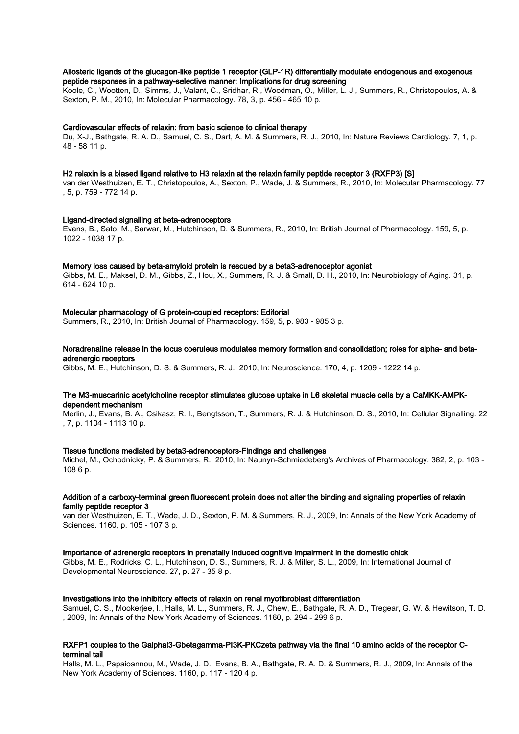**Allosteric ligands of the glucagon-like peptide 1 receptor (GLP-1R) differentially modulate endogenous and exogenous peptide responses in a pathway-selective manner: Implications for drug screening**

Koole, C., Wootten, D., Simms, J., Valant, C., Sridhar, R., Woodman, O., Miller, L. J., Summers, R., Christopoulos, A. & Sexton, P. M., 2010, In: Molecular Pharmacology. 78, 3, p. 456 - 465 10 p.

**Cardiovascular effects of relaxin: from basic science to clinical therapy**

Du, X-J., Bathgate, R. A. D., Samuel, C. S., Dart, A. M. & Summers, R. J., 2010, In: Nature Reviews Cardiology. 7, 1, p. 48 - 58 11 p.

**H2 relaxin is a biased ligand relative to H3 relaxin at the relaxin family peptide receptor 3 (RXFP3) [S]**

van der Westhuizen, E. T., Christopoulos, A., Sexton, P., Wade, J. & Summers, R., 2010, In: Molecular Pharmacology. 77 , 5, p. 759 - 772 14 p.

**Ligand-directed signalling at beta-adrenoceptors**

Evans, B., Sato, M., Sarwar, M., Hutchinson, D. & Summers, R., 2010, In: British Journal of Pharmacology. 159, 5, p. 1022 - 1038 17 p.

**Memory loss caused by beta-amyloid protein is rescued by a beta3-adrenoceptor agonist**

Gibbs, M. E., Maksel, D. M., Gibbs, Z., Hou, X., Summers, R. J. & Small, D. H., 2010, In: Neurobiology of Aging. 31, p. 614 - 624 10 p.

**Molecular pharmacology of G protein-coupled receptors: Editorial**

Summers, R., 2010, In: British Journal of Pharmacology. 159, 5, p. 983 - 985 3 p.

**Noradrenaline release in the locus coeruleus modulates memory formation and consolidation; roles for alpha- and beta-adrenergic receptors**

Gibbs, M. E., Hutchinson, D. S. & Summers, R. J., 2010, In: Neuroscience. 170, 4, p. 1209 - 1222 14 p.

**The M3-muscarinic acetylcholine receptor stimulates glucose uptake in L6 skeletal muscle cells by a CaMKK-AMPK-dependent mechanism**

Merlin, J., Evans, B. A., Csikasz, R. I., Bengtsson, T., Summers, R. J. & Hutchinson, D. S., 2010, In: Cellular Signalling. 22 , 7, p. 1104 - 1113 10 p.

**Tissue functions mediated by beta3-adrenoceptors-Findings and challenges**

Michel, M., Ochodnicky, P. & Summers, R., 2010, In: Naunyn-Schmiedeberg's Archives of Pharmacology. 382, 2, p. 103 - 108 6 p.

**Addition of a carboxy-terminal green fluorescent protein does not alter the binding and signaling properties of relaxin family peptide receptor 3**

van der Westhuizen, E. T., Wade, J. D., Sexton, P. M. & Summers, R. J., 2009, In: Annals of the New York Academy of Sciences. 1160, p. 105 - 107 3 p.

**Importance of adrenergic receptors in prenatally induced cognitive impairment in the domestic chick**

Gibbs, M. E., Rodricks, C. L., Hutchinson, D. S., Summers, R. J. & Miller, S. L., 2009, In: International Journal of Developmental Neuroscience. 27, p. 27 - 35 8 p.

**Investigations into the inhibitory effects of relaxin on renal myofibroblast differentiation**

Samuel, C. S., Mookerjee, I., Halls, M. L., Summers, R. J., Chew, E., Bathgate, R. A. D., Tregear, G. W. & Hewitson, T. D. , 2009, In: Annals of the New York Academy of Sciences. 1160, p. 294 - 299 6 p.

**RXFP1 couples to the Galphai3-Gbetagamma-PI3K-PKCzeta pathway via the final 10 amino acids of the receptor C-terminal tail**

Halls, M. L., Papaioannou, M., Wade, J. D., Evans, B. A., Bathgate, R. A. D. & Summers, R. J., 2009, In: Annals of the New York Academy of Sciences. 1160, p. 117 - 120 4 p.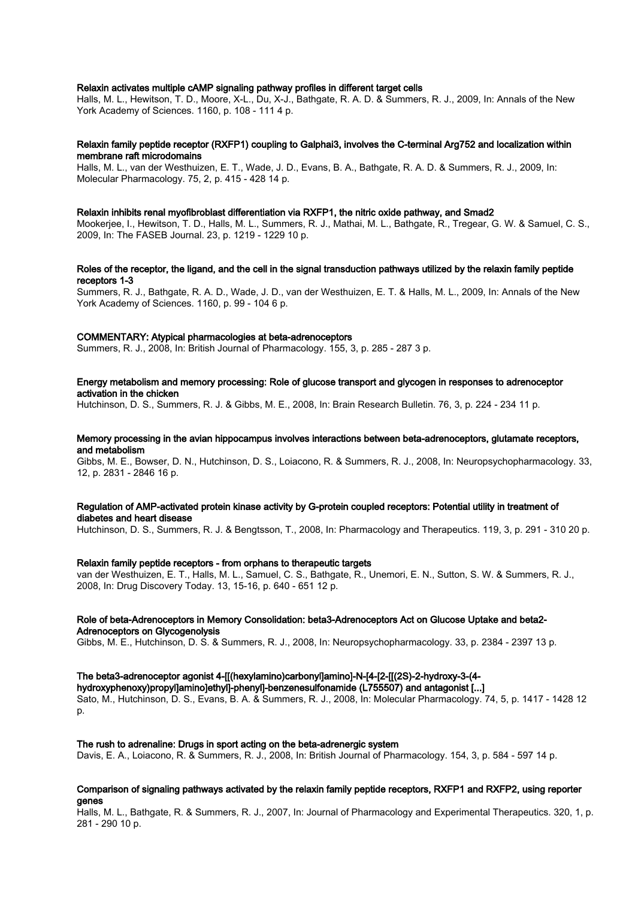**Relaxin activates multiple cAMP signaling pathway profiles in different target cells**
Halls, M. L., Hewitson, T. D., Moore, X-L., Du, X-J., Bathgate, R. A. D. & Summers, R. J., 2009, In: Annals of the New York Academy of Sciences. 1160, p. 108 - 111 4 p.

**Relaxin family peptide receptor (RXFP1) coupling to Galphai3, involves the C-terminal Arg752 and localization within membrane raft microdomains**
Halls, M. L., van der Westhuizen, E. T., Wade, J. D., Evans, B. A., Bathgate, R. A. D. & Summers, R. J., 2009, In: Molecular Pharmacology. 75, 2, p. 415 - 428 14 p.

**Relaxin inhibits renal myofibroblast differentiation via RXFP1, the nitric oxide pathway, and Smad2**
Mookerjee, I., Hewitson, T. D., Halls, M. L., Summers, R. J., Mathai, M. L., Bathgate, R., Tregear, G. W. & Samuel, C. S., 2009, In: The FASEB Journal. 23, p. 1219 - 1229 10 p.

**Roles of the receptor, the ligand, and the cell in the signal transduction pathways utilized by the relaxin family peptide receptors 1-3**
Summers, R. J., Bathgate, R. A. D., Wade, J. D., van der Westhuizen, E. T. & Halls, M. L., 2009, In: Annals of the New York Academy of Sciences. 1160, p. 99 - 104 6 p.

**COMMENTARY: Atypical pharmacologies at beta-adrenoceptors**
Summers, R. J., 2008, In: British Journal of Pharmacology. 155, 3, p. 285 - 287 3 p.

**Energy metabolism and memory processing: Role of glucose transport and glycogen in responses to adrenoceptor activation in the chicken**
Hutchinson, D. S., Summers, R. J. & Gibbs, M. E., 2008, In: Brain Research Bulletin. 76, 3, p. 224 - 234 11 p.

**Memory processing in the avian hippocampus involves interactions between beta-adrenoceptors, glutamate receptors, and metabolism**
Gibbs, M. E., Bowser, D. N., Hutchinson, D. S., Loiacono, R. & Summers, R. J., 2008, In: Neuropsychopharmacology. 33, 12, p. 2831 - 2846 16 p.

**Regulation of AMP-activated protein kinase activity by G-protein coupled receptors: Potential utility in treatment of diabetes and heart disease**
Hutchinson, D. S., Summers, R. J. & Bengtsson, T., 2008, In: Pharmacology and Therapeutics. 119, 3, p. 291 - 310 20 p.

**Relaxin family peptide receptors - from orphans to therapeutic targets**
van der Westhuizen, E. T., Halls, M. L., Samuel, C. S., Bathgate, R., Unemori, E. N., Sutton, S. W. & Summers, R. J., 2008, In: Drug Discovery Today. 13, 15-16, p. 640 - 651 12 p.

**Role of beta-Adrenoceptors in Memory Consolidation: beta3-Adrenoceptors Act on Glucose Uptake and beta2-Adrenoceptors on Glycogenolysis**
Gibbs, M. E., Hutchinson, D. S. & Summers, R. J., 2008, In: Neuropsychopharmacology. 33, p. 2384 - 2397 13 p.

**The beta3-adrenoceptor agonist 4-[[(hexylamino)carbonyl]amino]-N-[4-[2-[[(2S)-2-hydroxy-3-(4-hydroxyphenoxy)propyl]amino]ethyl]-phenyl]-benzenesulfonamide (L755507) and antagonist [...]**
Sato, M., Hutchinson, D. S., Evans, B. A. & Summers, R. J., 2008, In: Molecular Pharmacology. 74, 5, p. 1417 - 1428 12 p.

**The rush to adrenaline: Drugs in sport acting on the beta-adrenergic system**
Davis, E. A., Loiacono, R. & Summers, R. J., 2008, In: British Journal of Pharmacology. 154, 3, p. 584 - 597 14 p.

**Comparison of signaling pathways activated by the relaxin family peptide receptors, RXFP1 and RXFP2, using reporter genes**
Halls, M. L., Bathgate, R. & Summers, R. J., 2007, In: Journal of Pharmacology and Experimental Therapeutics. 320, 1, p. 281 - 290 10 p.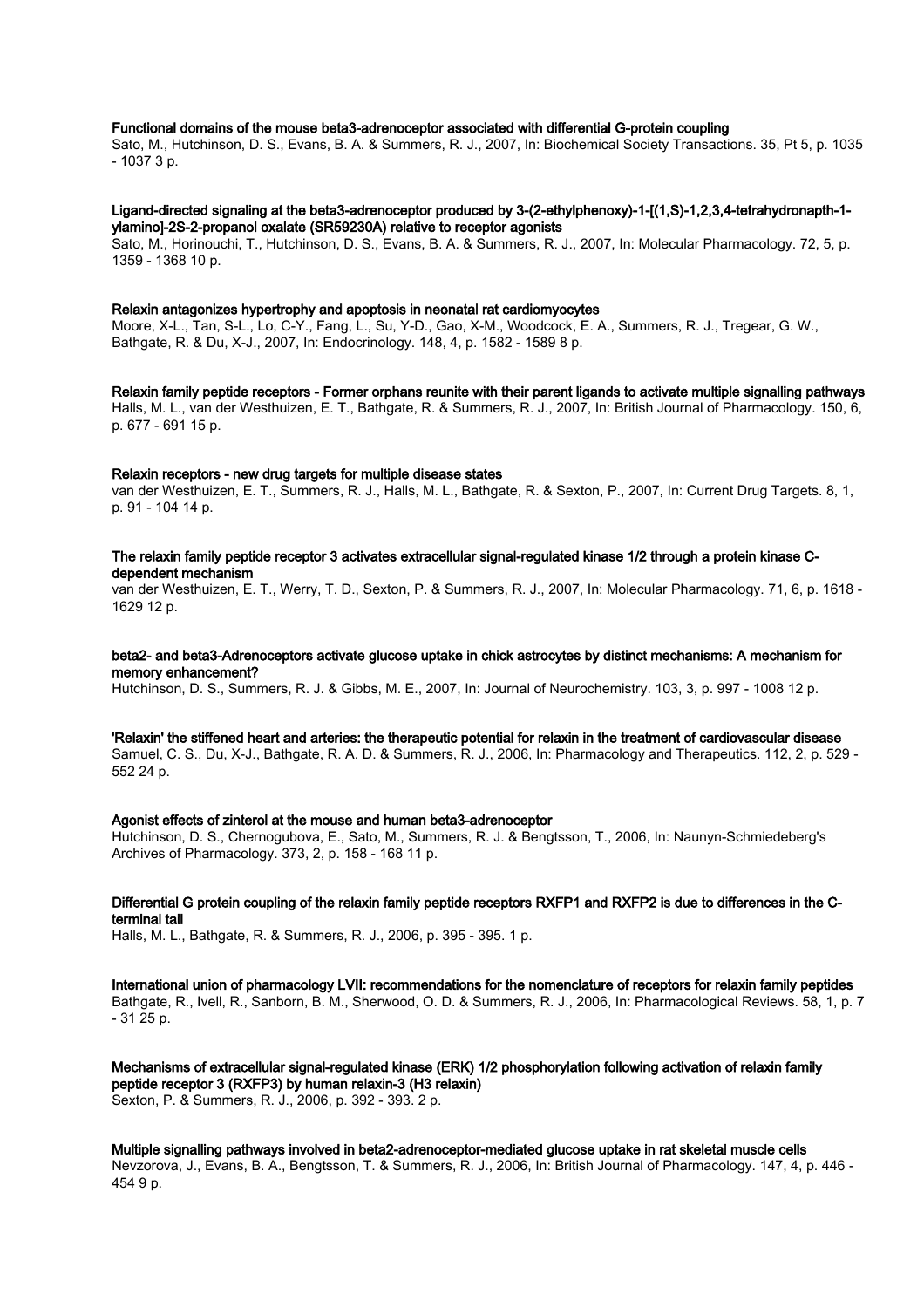**Functional domains of the mouse beta3-adrenoceptor associated with differential G-protein coupling**
Sato, M., Hutchinson, D. S., Evans, B. A. & Summers, R. J., 2007, In: Biochemical Society Transactions. 35, Pt 5, p. 1035 - 1037 3 p.

**Ligand-directed signaling at the beta3-adrenoceptor produced by 3-(2-ethylphenoxy)-1-[(1,S)-1,2,3,4-tetrahydronapth-1-ylamino]-2S-2-propanol oxalate (SR59230A) relative to receptor agonists**
Sato, M., Horinouchi, T., Hutchinson, D. S., Evans, B. A. & Summers, R. J., 2007, In: Molecular Pharmacology. 72, 5, p. 1359 - 1368 10 p.

**Relaxin antagonizes hypertrophy and apoptosis in neonatal rat cardiomyocytes**
Moore, X-L., Tan, S-L., Lo, C-Y., Fang, L., Su, Y-D., Gao, X-M., Woodcock, E. A., Summers, R. J., Tregear, G. W., Bathgate, R. & Du, X-J., 2007, In: Endocrinology. 148, 4, p. 1582 - 1589 8 p.

**Relaxin family peptide receptors - Former orphans reunite with their parent ligands to activate multiple signalling pathways**
Halls, M. L., van der Westhuizen, E. T., Bathgate, R. & Summers, R. J., 2007, In: British Journal of Pharmacology. 150, 6, p. 677 - 691 15 p.

**Relaxin receptors - new drug targets for multiple disease states**
van der Westhuizen, E. T., Summers, R. J., Halls, M. L., Bathgate, R. & Sexton, P., 2007, In: Current Drug Targets. 8, 1, p. 91 - 104 14 p.

**The relaxin family peptide receptor 3 activates extracellular signal-regulated kinase 1/2 through a protein kinase C-dependent mechanism**
van der Westhuizen, E. T., Werry, T. D., Sexton, P. & Summers, R. J., 2007, In: Molecular Pharmacology. 71, 6, p. 1618 - 1629 12 p.

**beta2- and beta3-Adrenoceptors activate glucose uptake in chick astrocytes by distinct mechanisms: A mechanism for memory enhancement?**
Hutchinson, D. S., Summers, R. J. & Gibbs, M. E., 2007, In: Journal of Neurochemistry. 103, 3, p. 997 - 1008 12 p.

**'Relaxin' the stiffened heart and arteries: the therapeutic potential for relaxin in the treatment of cardiovascular disease**
Samuel, C. S., Du, X-J., Bathgate, R. A. D. & Summers, R. J., 2006, In: Pharmacology and Therapeutics. 112, 2, p. 529 - 552 24 p.

**Agonist effects of zinterol at the mouse and human beta3-adrenoceptor**
Hutchinson, D. S., Chernogubova, E., Sato, M., Summers, R. J. & Bengtsson, T., 2006, In: Naunyn-Schmiedeberg's Archives of Pharmacology. 373, 2, p. 158 - 168 11 p.

**Differential G protein coupling of the relaxin family peptide receptors RXFP1 and RXFP2 is due to differences in the C-terminal tail**
Halls, M. L., Bathgate, R. & Summers, R. J., 2006, p. 395 - 395. 1 p.

**International union of pharmacology LVII: recommendations for the nomenclature of receptors for relaxin family peptides**
Bathgate, R., Ivell, R., Sanborn, B. M., Sherwood, O. D. & Summers, R. J., 2006, In: Pharmacological Reviews. 58, 1, p. 7 - 31 25 p.

**Mechanisms of extracellular signal-regulated kinase (ERK) 1/2 phosphorylation following activation of relaxin family peptide receptor 3 (RXFP3) by human relaxin-3 (H3 relaxin)**
Sexton, P. & Summers, R. J., 2006, p. 392 - 393. 2 p.

**Multiple signalling pathways involved in beta2-adrenoceptor-mediated glucose uptake in rat skeletal muscle cells**
Nevzorova, J., Evans, B. A., Bengtsson, T. & Summers, R. J., 2006, In: British Journal of Pharmacology. 147, 4, p. 446 - 454 9 p.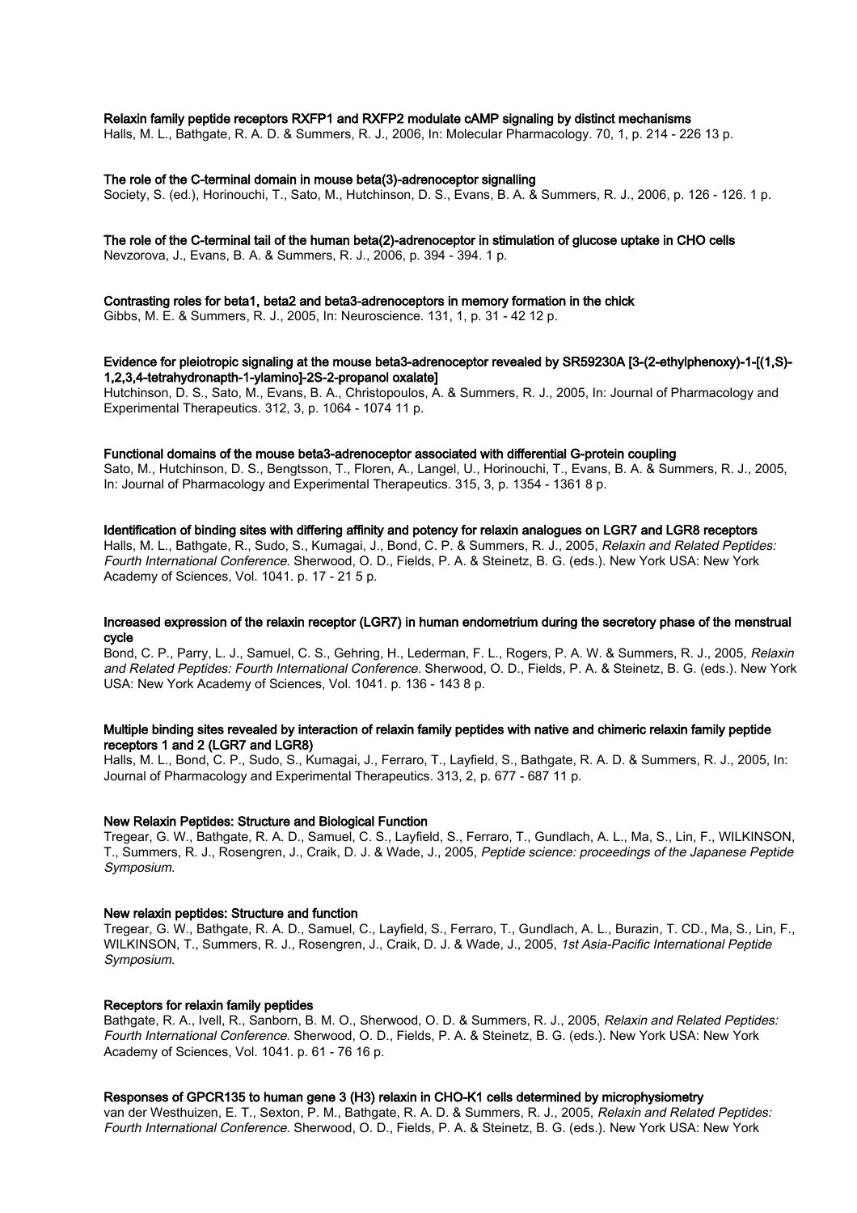**Relaxin family peptide receptors RXFP1 and RXFP2 modulate cAMP signaling by distinct mechanisms**
Halls, M. L., Bathgate, R. A. D. & Summers, R. J., 2006, In: Molecular Pharmacology. 70, 1, p. 214 - 226 13 p.

**The role of the C-terminal domain in mouse beta(3)-adrenoceptor signalling**
Society, S. (ed.), Horinouchi, T., Sato, M., Hutchinson, D. S., Evans, B. A. & Summers, R. J., 2006, p. 126 - 126. 1 p.

**The role of the C-terminal tail of the human beta(2)-adrenoceptor in stimulation of glucose uptake in CHO cells**
Nevzorova, J., Evans, B. A. & Summers, R. J., 2006, p. 394 - 394. 1 p.

**Contrasting roles for beta1, beta2 and beta3-adrenoceptors in memory formation in the chick**
Gibbs, M. E. & Summers, R. J., 2005, In: Neuroscience. 131, 1, p. 31 - 42 12 p.

**Evidence for pleiotropic signaling at the mouse beta3-adrenoceptor revealed by SR59230A [3-(2-ethylphenoxy)-1-[(1,S)-1,2,3,4-tetrahydronapth-1-ylamino]-2S-2-propanol oxalate]**
Hutchinson, D. S., Sato, M., Evans, B. A., Christopoulos, A. & Summers, R. J., 2005, In: Journal of Pharmacology and Experimental Therapeutics. 312, 3, p. 1064 - 1074 11 p.

**Functional domains of the mouse beta3-adrenoceptor associated with differential G-protein coupling**
Sato, M., Hutchinson, D. S., Bengtsson, T., Floren, A., Langel, U., Horinouchi, T., Evans, B. A. & Summers, R. J., 2005, In: Journal of Pharmacology and Experimental Therapeutics. 315, 3, p. 1354 - 1361 8 p.

**Identification of binding sites with differing affinity and potency for relaxin analogues on LGR7 and LGR8 receptors**
Halls, M. L., Bathgate, R., Sudo, S., Kumagai, J., Bond, C. P. & Summers, R. J., 2005, *Relaxin and Related Peptides: Fourth International Conference.* Sherwood, O. D., Fields, P. A. & Steinetz, B. G. (eds.). New York USA: New York Academy of Sciences, Vol. 1041. p. 17 - 21 5 p.

**Increased expression of the relaxin receptor (LGR7) in human endometrium during the secretory phase of the menstrual cycle**
Bond, C. P., Parry, L. J., Samuel, C. S., Gehring, H., Lederman, F. L., Rogers, P. A. W. & Summers, R. J., 2005, *Relaxin and Related Peptides: Fourth International Conference.* Sherwood, O. D., Fields, P. A. & Steinetz, B. G. (eds.). New York USA: New York Academy of Sciences, Vol. 1041. p. 136 - 143 8 p.

**Multiple binding sites revealed by interaction of relaxin family peptides with native and chimeric relaxin family peptide receptors 1 and 2 (LGR7 and LGR8)**
Halls, M. L., Bond, C. P., Sudo, S., Kumagai, J., Ferraro, T., Layfield, S., Bathgate, R. A. D. & Summers, R. J., 2005, In: Journal of Pharmacology and Experimental Therapeutics. 313, 2, p. 677 - 687 11 p.

**New Relaxin Peptides: Structure and Biological Function**
Tregear, G. W., Bathgate, R. A. D., Samuel, C. S., Layfield, S., Ferraro, T., Gundlach, A. L., Ma, S., Lin, F., WILKINSON, T., Summers, R. J., Rosengren, J., Craik, D. J. & Wade, J., 2005, *Peptide science: proceedings of the Japanese Peptide Symposium.*

**New relaxin peptides: Structure and function**
Tregear, G. W., Bathgate, R. A. D., Samuel, C., Layfield, S., Ferraro, T., Gundlach, A. L., Burazin, T. CD., Ma, S., Lin, F., WILKINSON, T., Summers, R. J., Rosengren, J., Craik, D. J. & Wade, J., 2005, *1st Asia-Pacific International Peptide Symposium.*

**Receptors for relaxin family peptides**
Bathgate, R. A., Ivell, R., Sanborn, B. M. O., Sherwood, O. D. & Summers, R. J., 2005, *Relaxin and Related Peptides: Fourth International Conference.* Sherwood, O. D., Fields, P. A. & Steinetz, B. G. (eds.). New York USA: New York Academy of Sciences, Vol. 1041. p. 61 - 76 16 p.

**Responses of GPCR135 to human gene 3 (H3) relaxin in CHO-K1 cells determined by microphysiometry**
van der Westhuizen, E. T., Sexton, P. M., Bathgate, R. A. D. & Summers, R. J., 2005, *Relaxin and Related Peptides: Fourth International Conference.* Sherwood, O. D., Fields, P. A. & Steinetz, B. G. (eds.). New York USA: New York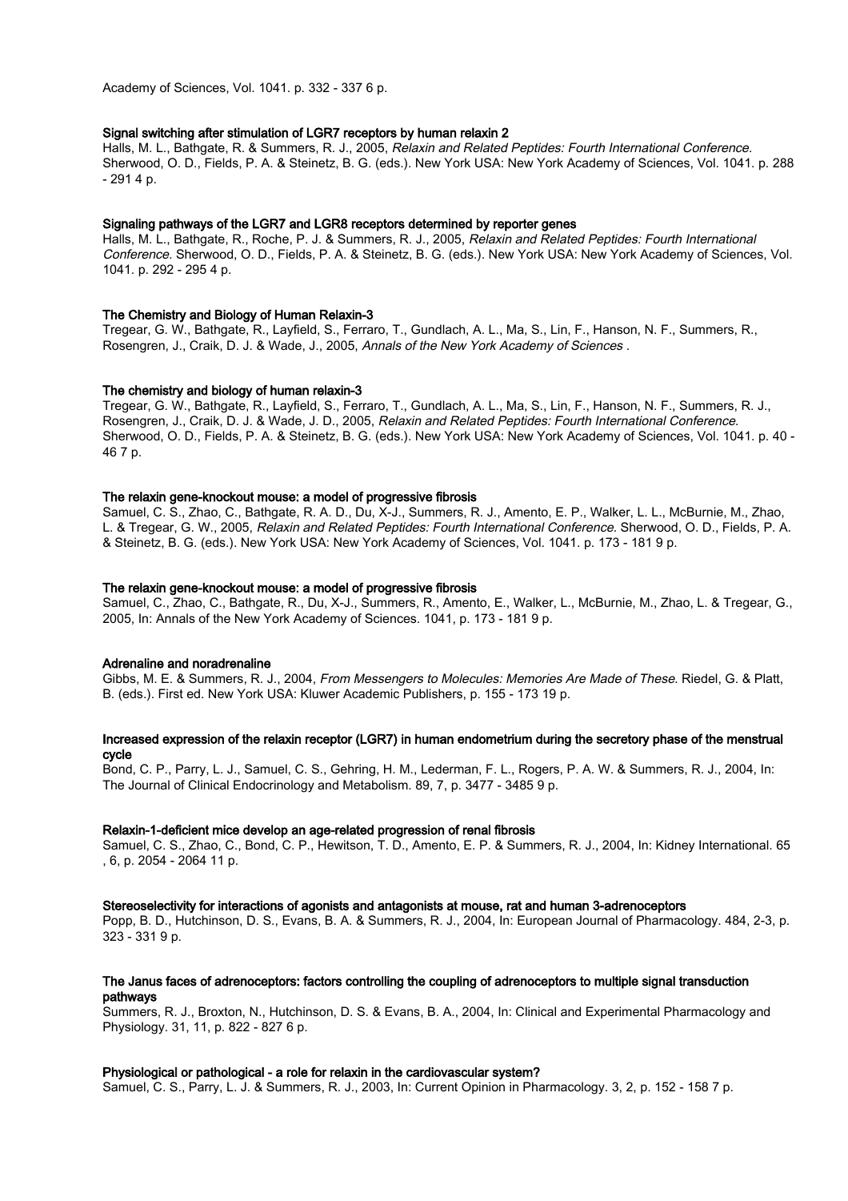Academy of Sciences, Vol. 1041. p. 332 - 337 6 p.

**Signal switching after stimulation of LGR7 receptors by human relaxin 2**
Halls, M. L., Bathgate, R. & Summers, R. J., 2005, *Relaxin and Related Peptides: Fourth International Conference.* Sherwood, O. D., Fields, P. A. & Steinetz, B. G. (eds.). New York USA: New York Academy of Sciences, Vol. 1041. p. 288 - 291 4 p.

**Signaling pathways of the LGR7 and LGR8 receptors determined by reporter genes**
Halls, M. L., Bathgate, R., Roche, P. J. & Summers, R. J., 2005, *Relaxin and Related Peptides: Fourth International Conference.* Sherwood, O. D., Fields, P. A. & Steinetz, B. G. (eds.). New York USA: New York Academy of Sciences, Vol. 1041. p. 292 - 295 4 p.

**The Chemistry and Biology of Human Relaxin-3**
Tregear, G. W., Bathgate, R., Layfield, S., Ferraro, T., Gundlach, A. L., Ma, S., Lin, F., Hanson, N. F., Summers, R., Rosengren, J., Craik, D. J. & Wade, J., 2005, *Annals of the New York Academy of Sciences* .

**The chemistry and biology of human relaxin-3**
Tregear, G. W., Bathgate, R., Layfield, S., Ferraro, T., Gundlach, A. L., Ma, S., Lin, F., Hanson, N. F., Summers, R. J., Rosengren, J., Craik, D. J. & Wade, J. D., 2005, *Relaxin and Related Peptides: Fourth International Conference.* Sherwood, O. D., Fields, P. A. & Steinetz, B. G. (eds.). New York USA: New York Academy of Sciences, Vol. 1041. p. 40 - 46 7 p.

**The relaxin gene-knockout mouse: a model of progressive fibrosis**
Samuel, C. S., Zhao, C., Bathgate, R. A. D., Du, X-J., Summers, R. J., Amento, E. P., Walker, L. L., McBurnie, M., Zhao, L. & Tregear, G. W., 2005, *Relaxin and Related Peptides: Fourth International Conference.* Sherwood, O. D., Fields, P. A. & Steinetz, B. G. (eds.). New York USA: New York Academy of Sciences, Vol. 1041. p. 173 - 181 9 p.

**The relaxin gene-knockout mouse: a model of progressive fibrosis**
Samuel, C., Zhao, C., Bathgate, R., Du, X-J., Summers, R., Amento, E., Walker, L., McBurnie, M., Zhao, L. & Tregear, G., 2005, In: Annals of the New York Academy of Sciences. 1041, p. 173 - 181 9 p.

**Adrenaline and noradrenaline**
Gibbs, M. E. & Summers, R. J., 2004, *From Messengers to Molecules: Memories Are Made of These.* Riedel, G. & Platt, B. (eds.). First ed. New York USA: Kluwer Academic Publishers, p. 155 - 173 19 p.

**Increased expression of the relaxin receptor (LGR7) in human endometrium during the secretory phase of the menstrual cycle**
Bond, C. P., Parry, L. J., Samuel, C. S., Gehring, H. M., Lederman, F. L., Rogers, P. A. W. & Summers, R. J., 2004, In: The Journal of Clinical Endocrinology and Metabolism. 89, 7, p. 3477 - 3485 9 p.

**Relaxin-1-deficient mice develop an age-related progression of renal fibrosis**
Samuel, C. S., Zhao, C., Bond, C. P., Hewitson, T. D., Amento, E. P. & Summers, R. J., 2004, In: Kidney International. 65 , 6, p. 2054 - 2064 11 p.

**Stereoselectivity for interactions of agonists and antagonists at mouse, rat and human 3-adrenoceptors**
Popp, B. D., Hutchinson, D. S., Evans, B. A. & Summers, R. J., 2004, In: European Journal of Pharmacology. 484, 2-3, p. 323 - 331 9 p.

**The Janus faces of adrenoceptors: factors controlling the coupling of adrenoceptors to multiple signal transduction pathways**
Summers, R. J., Broxton, N., Hutchinson, D. S. & Evans, B. A., 2004, In: Clinical and Experimental Pharmacology and Physiology. 31, 11, p. 822 - 827 6 p.

**Physiological or pathological - a role for relaxin in the cardiovascular system?**
Samuel, C. S., Parry, L. J. & Summers, R. J., 2003, In: Current Opinion in Pharmacology. 3, 2, p. 152 - 158 7 p.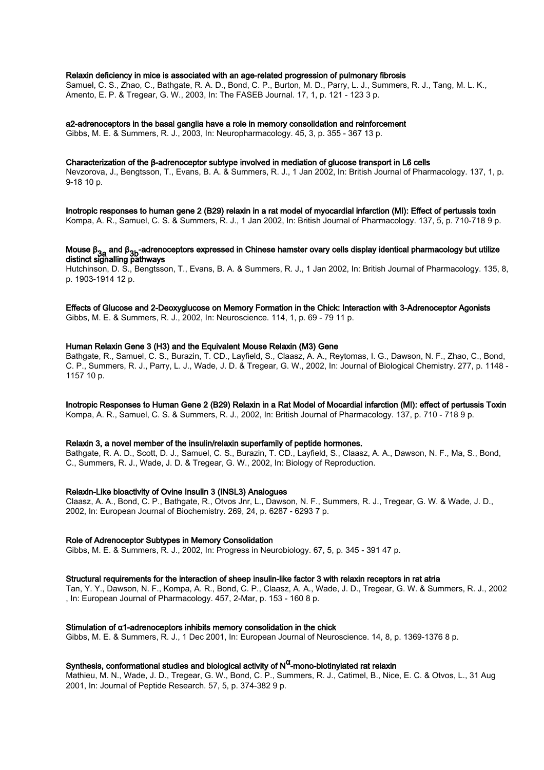**Relaxin deficiency in mice is associated with an age-related progression of pulmonary fibrosis**
Samuel, C. S., Zhao, C., Bathgate, R. A. D., Bond, C. P., Burton, M. D., Parry, L. J., Summers, R. J., Tang, M. L. K., Amento, E. P. & Tregear, G. W., 2003, In: The FASEB Journal. 17, 1, p. 121 - 123 3 p.

**a2-adrenoceptors in the basal ganglia have a role in memory consolidation and reinforcement**
Gibbs, M. E. & Summers, R. J., 2003, In: Neuropharmacology. 45, 3, p. 355 - 367 13 p.

**Characterization of the β-adrenoceptor subtype involved in mediation of glucose transport in L6 cells**
Nevzorova, J., Bengtsson, T., Evans, B. A. & Summers, R. J., 1 Jan 2002, In: British Journal of Pharmacology. 137, 1, p. 9-18 10 p.

**Inotropic responses to human gene 2 (B29) relaxin in a rat model of myocardial infarction (MI): Effect of pertussis toxin**
Kompa, A. R., Samuel, C. S. & Summers, R. J., 1 Jan 2002, In: British Journal of Pharmacology. 137, 5, p. 710-718 9 p.

**Mouse $\beta_{3a}$ and $\beta_{3b}$-adrenoceptors expressed in Chinese hamster ovary cells display identical pharmacology but utilize distinct signalling pathways**
Hutchinson, D. S., Bengtsson, T., Evans, B. A. & Summers, R. J., 1 Jan 2002, In: British Journal of Pharmacology. 135, 8, p. 1903-1914 12 p.

**Effects of Glucose and 2-Deoxyglucose on Memory Formation in the Chick: Interaction with 3-Adrenoceptor Agonists**
Gibbs, M. E. & Summers, R. J., 2002, In: Neuroscience. 114, 1, p. 69 - 79 11 p.

**Human Relaxin Gene 3 (H3) and the Equivalent Mouse Relaxin (M3) Gene**
Bathgate, R., Samuel, C. S., Burazin, T. CD., Layfield, S., Claasz, A. A., Reytomas, I. G., Dawson, N. F., Zhao, C., Bond, C. P., Summers, R. J., Parry, L. J., Wade, J. D. & Tregear, G. W., 2002, In: Journal of Biological Chemistry. 277, p. 1148 - 1157 10 p.

**Inotropic Responses to Human Gene 2 (B29) Relaxin in a Rat Model of Mocardial infarction (MI): effect of pertussis Toxin**
Kompa, A. R., Samuel, C. S. & Summers, R. J., 2002, In: British Journal of Pharmacology. 137, p. 710 - 718 9 p.

**Relaxin 3, a novel member of the insulin/relaxin superfamily of peptide hormones.**
Bathgate, R. A. D., Scott, D. J., Samuel, C. S., Burazin, T. CD., Layfield, S., Claasz, A. A., Dawson, N. F., Ma, S., Bond, C., Summers, R. J., Wade, J. D. & Tregear, G. W., 2002, In: Biology of Reproduction.

**Relaxin-Like bioactivity of Ovine Insulin 3 (INSL3) Analogues**
Claasz, A. A., Bond, C. P., Bathgate, R., Otvos Jnr, L., Dawson, N. F., Summers, R. J., Tregear, G. W. & Wade, J. D., 2002, In: European Journal of Biochemistry. 269, 24, p. 6287 - 6293 7 p.

**Role of Adrenoceptor Subtypes in Memory Consolidation**
Gibbs, M. E. & Summers, R. J., 2002, In: Progress in Neurobiology. 67, 5, p. 345 - 391 47 p.

**Structural requirements for the interaction of sheep insulin-like factor 3 with relaxin receptors in rat atria**
Tan, Y. Y., Dawson, N. F., Kompa, A. R., Bond, C. P., Claasz, A. A., Wade, J. D., Tregear, G. W. & Summers, R. J., 2002 , In: European Journal of Pharmacology. 457, 2-Mar, p. 153 - 160 8 p.

**Stimulation of α1-adrenoceptors inhibits memory consolidation in the chick**
Gibbs, M. E. & Summers, R. J., 1 Dec 2001, In: European Journal of Neuroscience. 14, 8, p. 1369-1376 8 p.

**Synthesis, conformational studies and biological activity of $N^{\alpha}$-mono-biotinylated rat relaxin**
Mathieu, M. N., Wade, J. D., Tregear, G. W., Bond, C. P., Summers, R. J., Catimel, B., Nice, E. C. & Otvos, L., 31 Aug 2001, In: Journal of Peptide Research. 57, 5, p. 374-382 9 p.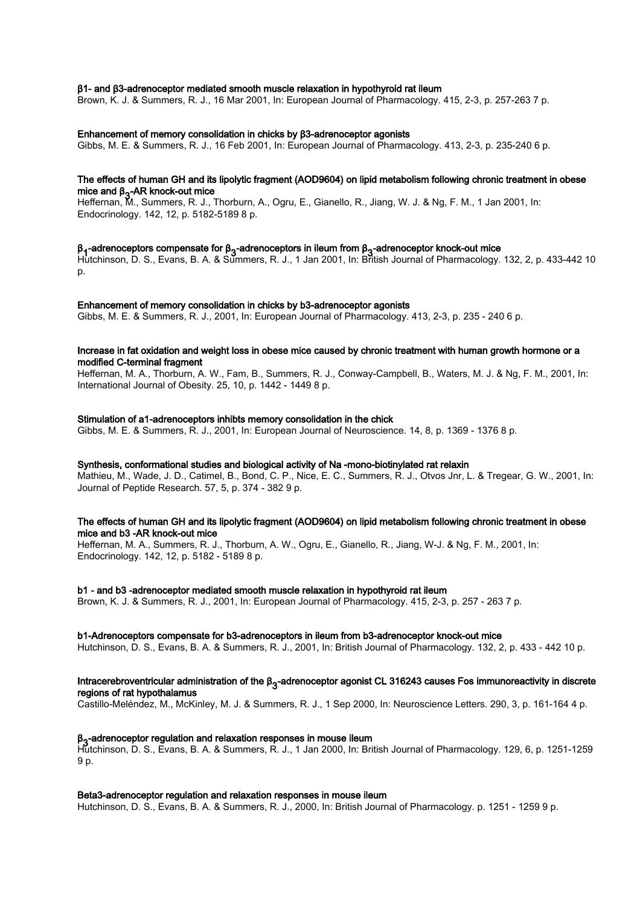**β1- and β3-adrenoceptor mediated smooth muscle relaxation in hypothyroid rat ileum**

Brown, K. J. & Summers, R. J., 16 Mar 2001, In: European Journal of Pharmacology. 415, 2-3, p. 257-263 7 p.

**Enhancement of memory consolidation in chicks by β3-adrenoceptor agonists**

Gibbs, M. E. & Summers, R. J., 16 Feb 2001, In: European Journal of Pharmacology. 413, 2-3, p. 235-240 6 p.

**The effects of human GH and its lipolytic fragment (AOD9604) on lipid metabolism following chronic treatment in obese mice and $\beta_3$-AR knock-out mice**

Heffernan, M., Summers, R. J., Thorburn, A., Ogru, E., Gianello, R., Jiang, W. J. & Ng, F. M., 1 Jan 2001, In: Endocrinology. 142, 12, p. 5182-5189 8 p.

**$\beta_1$-adrenoceptors compensate for $\beta_3$-adrenoceptors in ileum from $\beta_3$-adrenoceptor knock-out mice**

Hutchinson, D. S., Evans, B. A. & Summers, R. J., 1 Jan 2001, In: British Journal of Pharmacology. 132, 2, p. 433-442 10 p.

**Enhancement of memory consolidation in chicks by b3-adrenoceptor agonists**

Gibbs, M. E. & Summers, R. J., 2001, In: European Journal of Pharmacology. 413, 2-3, p. 235 - 240 6 p.

**Increase in fat oxidation and weight loss in obese mice caused by chronic treatment with human growth hormone or a modified C-terminal fragment**

Heffernan, M. A., Thorburn, A. W., Fam, B., Summers, R. J., Conway-Campbell, B., Waters, M. J. & Ng, F. M., 2001, In: International Journal of Obesity. 25, 10, p. 1442 - 1449 8 p.

**Stimulation of a1-adrenoceptors inhibts memory consolidation in the chick**

Gibbs, M. E. & Summers, R. J., 2001, In: European Journal of Neuroscience. 14, 8, p. 1369 - 1376 8 p.

**Synthesis, conformational studies and biological activity of Na -mono-biotinylated rat relaxin**

Mathieu, M., Wade, J. D., Catimel, B., Bond, C. P., Nice, E. C., Summers, R. J., Otvos Jnr, L. & Tregear, G. W., 2001, In: Journal of Peptide Research. 57, 5, p. 374 - 382 9 p.

**The effects of human GH and its lipolytic fragment (AOD9604) on lipid metabolism following chronic treatment in obese mice and b3 -AR knock-out mice**

Heffernan, M. A., Summers, R. J., Thorburn, A. W., Ogru, E., Gianello, R., Jiang, W-J. & Ng, F. M., 2001, In: Endocrinology. 142, 12, p. 5182 - 5189 8 p.

**b1 - and b3 -adrenoceptor mediated smooth muscle relaxation in hypothyroid rat ileum**

Brown, K. J. & Summers, R. J., 2001, In: European Journal of Pharmacology. 415, 2-3, p. 257 - 263 7 p.

**b1-Adrenoceptors compensate for b3-adrenoceptors in ileum from b3-adrenoceptor knock-out mice**

Hutchinson, D. S., Evans, B. A. & Summers, R. J., 2001, In: British Journal of Pharmacology. 132, 2, p. 433 - 442 10 p.

**Intracerebroventricular administration of the $\beta_3$-adrenoceptor agonist CL 316243 causes Fos immunoreactivity in discrete regions of rat hypothalamus**

Castillo-Meléndez, M., McKinley, M. J. & Summers, R. J., 1 Sep 2000, In: Neuroscience Letters. 290, 3, p. 161-164 4 p.

**$\beta_3$-adrenoceptor regulation and relaxation responses in mouse ileum**

Hutchinson, D. S., Evans, B. A. & Summers, R. J., 1 Jan 2000, In: British Journal of Pharmacology. 129, 6, p. 1251-1259 9 p.

**Beta3-adrenoceptor regulation and relaxation responses in mouse ileum**

Hutchinson, D. S., Evans, B. A. & Summers, R. J., 2000, In: British Journal of Pharmacology. p. 1251 - 1259 9 p.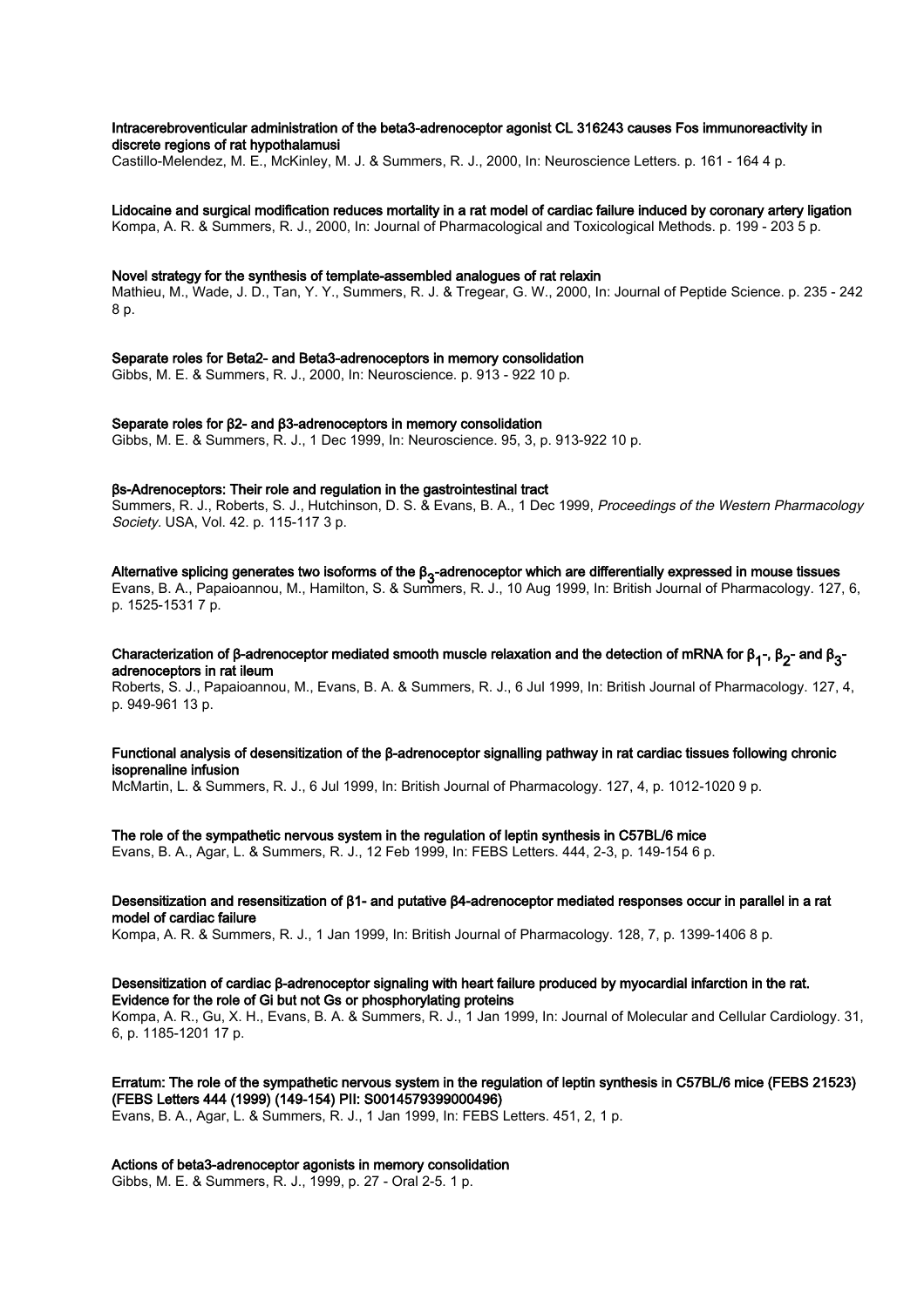**Intracerebroventicular administration of the beta3-adrenoceptor agonist CL 316243 causes Fos immunoreactivity in discrete regions of rat hypothalamusi**
Castillo-Melendez, M. E., McKinley, M. J. & Summers, R. J., 2000, In: Neuroscience Letters. p. 161 - 164 4 p.

**Lidocaine and surgical modification reduces mortality in a rat model of cardiac failure induced by coronary artery ligation**
Kompa, A. R. & Summers, R. J., 2000, In: Journal of Pharmacological and Toxicological Methods. p. 199 - 203 5 p.

**Novel strategy for the synthesis of template-assembled analogues of rat relaxin**
Mathieu, M., Wade, J. D., Tan, Y. Y., Summers, R. J. & Tregear, G. W., 2000, In: Journal of Peptide Science. p. 235 - 242 8 p.

**Separate roles for Beta2- and Beta3-adrenoceptors in memory consolidation**
Gibbs, M. E. & Summers, R. J., 2000, In: Neuroscience. p. 913 - 922 10 p.

**Separate roles for β2- and β3-adrenoceptors in memory consolidation**
Gibbs, M. E. & Summers, R. J., 1 Dec 1999, In: Neuroscience. 95, 3, p. 913-922 10 p.

**βs-Adrenoceptors: Their role and regulation in the gastrointestinal tract**
Summers, R. J., Roberts, S. J., Hutchinson, D. S. & Evans, B. A., 1 Dec 1999, *Proceedings of the Western Pharmacology Society.* USA, Vol. 42. p. 115-117 3 p.

**Alternative splicing generates two isoforms of the $\beta_3$-adrenoceptor which are differentially expressed in mouse tissues**
Evans, B. A., Papaioannou, M., Hamilton, S. & Summers, R. J., 10 Aug 1999, In: British Journal of Pharmacology. 127, 6, p. 1525-1531 7 p.

**Characterization of β-adrenoceptor mediated smooth muscle relaxation and the detection of mRNA for $\beta_1$-, $\beta_2$- and $\beta_3$-adrenoceptors in rat ileum**
Roberts, S. J., Papaioannou, M., Evans, B. A. & Summers, R. J., 6 Jul 1999, In: British Journal of Pharmacology. 127, 4, p. 949-961 13 p.

**Functional analysis of desensitization of the β-adrenoceptor signalling pathway in rat cardiac tissues following chronic isoprenaline infusion**
McMartin, L. & Summers, R. J., 6 Jul 1999, In: British Journal of Pharmacology. 127, 4, p. 1012-1020 9 p.

**The role of the sympathetic nervous system in the regulation of leptin synthesis in C57BL/6 mice**
Evans, B. A., Agar, L. & Summers, R. J., 12 Feb 1999, In: FEBS Letters. 444, 2-3, p. 149-154 6 p.

**Desensitization and resensitization of β1- and putative β4-adrenoceptor mediated responses occur in parallel in a rat model of cardiac failure**
Kompa, A. R. & Summers, R. J., 1 Jan 1999, In: British Journal of Pharmacology. 128, 7, p. 1399-1406 8 p.

**Desensitization of cardiac β-adrenoceptor signaling with heart failure produced by myocardial infarction in the rat. Evidence for the role of Gi but not Gs or phosphorylating proteins**
Kompa, A. R., Gu, X. H., Evans, B. A. & Summers, R. J., 1 Jan 1999, In: Journal of Molecular and Cellular Cardiology. 31, 6, p. 1185-1201 17 p.

**Erratum: The role of the sympathetic nervous system in the regulation of leptin synthesis in C57BL/6 mice (FEBS 21523) (FEBS Letters 444 (1999) (149-154) PII: S0014579399000496)**
Evans, B. A., Agar, L. & Summers, R. J., 1 Jan 1999, In: FEBS Letters. 451, 2, 1 p.

**Actions of beta3-adrenoceptor agonists in memory consolidation**
Gibbs, M. E. & Summers, R. J., 1999, p. 27 - Oral 2-5. 1 p.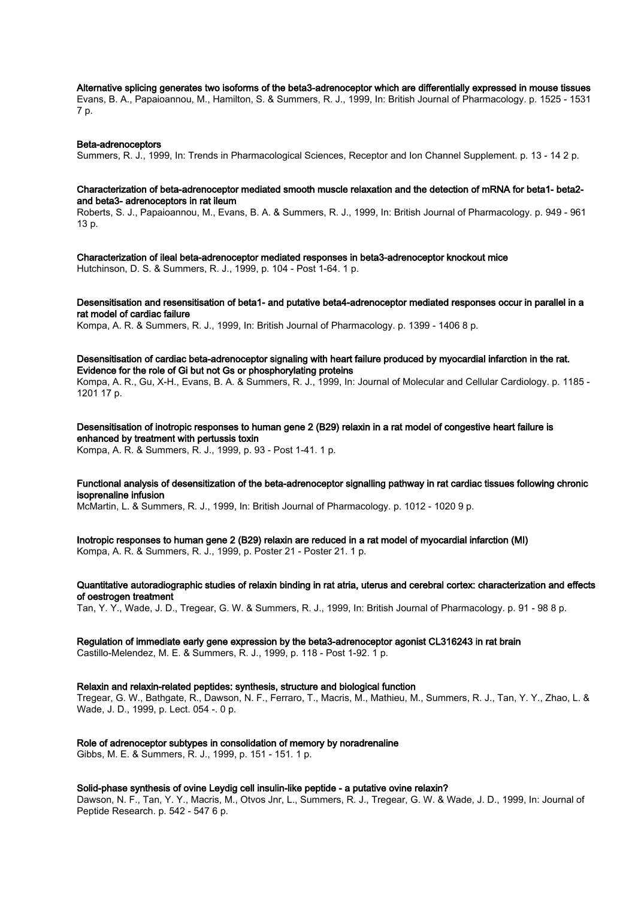**Alternative splicing generates two isoforms of the beta3-adrenoceptor which are differentially expressed in mouse tissues**
Evans, B. A., Papaioannou, M., Hamilton, S. & Summers, R. J., 1999, In: British Journal of Pharmacology. p. 1525 - 1531 7 p.

**Beta-adrenoceptors**
Summers, R. J., 1999, In: Trends in Pharmacological Sciences, Receptor and Ion Channel Supplement. p. 13 - 14 2 p.

**Characterization of beta-adrenoceptor mediated smooth muscle relaxation and the detection of mRNA for beta1- beta2- and beta3- adrenoceptors in rat ileum**
Roberts, S. J., Papaioannou, M., Evans, B. A. & Summers, R. J., 1999, In: British Journal of Pharmacology. p. 949 - 961 13 p.

**Characterization of ileal beta-adrenoceptor mediated responses in beta3-adrenoceptor knockout mice**
Hutchinson, D. S. & Summers, R. J., 1999, p. 104 - Post 1-64. 1 p.

**Desensitisation and resensitisation of beta1- and putative beta4-adrenoceptor mediated responses occur in parallel in a rat model of cardiac failure**
Kompa, A. R. & Summers, R. J., 1999, In: British Journal of Pharmacology. p. 1399 - 1406 8 p.

**Desensitisation of cardiac beta-adrenoceptor signaling with heart failure produced by myocardial infarction in the rat. Evidence for the role of Gi but not Gs or phosphorylating proteins**
Kompa, A. R., Gu, X-H., Evans, B. A. & Summers, R. J., 1999, In: Journal of Molecular and Cellular Cardiology. p. 1185 - 1201 17 p.

**Desensitisation of inotropic responses to human gene 2 (B29) relaxin in a rat model of congestive heart failure is enhanced by treatment with pertussis toxin**
Kompa, A. R. & Summers, R. J., 1999, p. 93 - Post 1-41. 1 p.

**Functional analysis of desensitization of the beta-adrenoceptor signalling pathway in rat cardiac tissues following chronic isoprenaline infusion**
McMartin, L. & Summers, R. J., 1999, In: British Journal of Pharmacology. p. 1012 - 1020 9 p.

**Inotropic responses to human gene 2 (B29) relaxin are reduced in a rat model of myocardial infarction (MI)**
Kompa, A. R. & Summers, R. J., 1999, p. Poster 21 - Poster 21. 1 p.

**Quantitative autoradiographic studies of relaxin binding in rat atria, uterus and cerebral cortex: characterization and effects of oestrogen treatment**
Tan, Y. Y., Wade, J. D., Tregear, G. W. & Summers, R. J., 1999, In: British Journal of Pharmacology. p. 91 - 98 8 p.

**Regulation of immediate early gene expression by the beta3-adrenoceptor agonist CL316243 in rat brain**
Castillo-Melendez, M. E. & Summers, R. J., 1999, p. 118 - Post 1-92. 1 p.

**Relaxin and relaxin-related peptides: synthesis, structure and biological function**
Tregear, G. W., Bathgate, R., Dawson, N. F., Ferraro, T., Macris, M., Mathieu, M., Summers, R. J., Tan, Y. Y., Zhao, L. & Wade, J. D., 1999, p. Lect. 054 -. 0 p.

**Role of adrenoceptor subtypes in consolidation of memory by noradrenaline**
Gibbs, M. E. & Summers, R. J., 1999, p. 151 - 151. 1 p.

**Solid-phase synthesis of ovine Leydig cell insulin-like peptide - a putative ovine relaxin?**
Dawson, N. F., Tan, Y. Y., Macris, M., Otvos Jnr, L., Summers, R. J., Tregear, G. W. & Wade, J. D., 1999, In: Journal of Peptide Research. p. 542 - 547 6 p.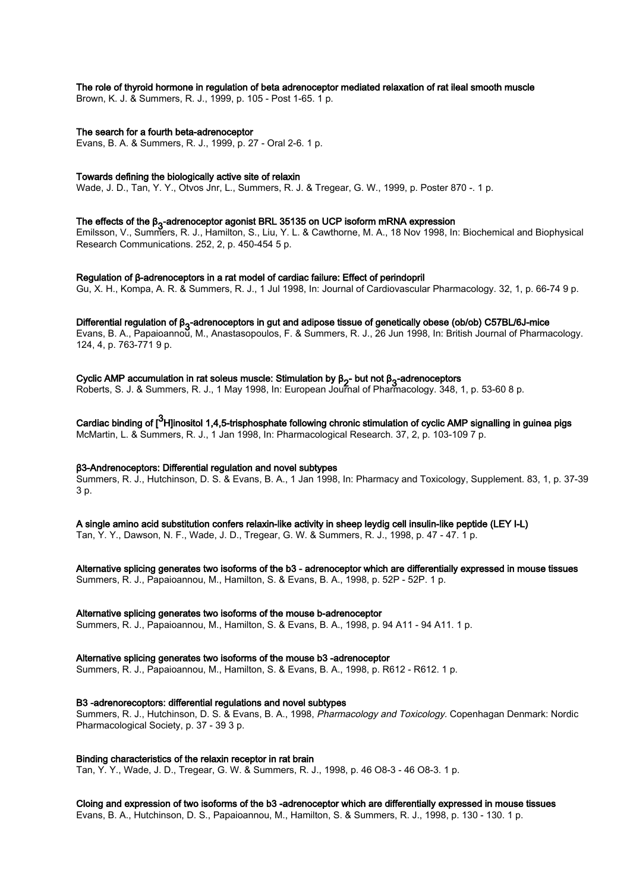**The role of thyroid hormone in regulation of beta adrenoceptor mediated relaxation of rat ileal smooth muscle**
Brown, K. J. & Summers, R. J., 1999, p. 105 - Post 1-65. 1 p.

**The search for a fourth beta-adrenoceptor**
Evans, B. A. & Summers, R. J., 1999, p. 27 - Oral 2-6. 1 p.

**Towards defining the biologically active site of relaxin**
Wade, J. D., Tan, Y. Y., Otvos Jnr, L., Summers, R. J. & Tregear, G. W., 1999, p. Poster 870 -. 1 p.

**The effects of the $\beta_3$-adrenoceptor agonist BRL 35135 on UCP isoform mRNA expression**
Emilsson, V., Summers, R. J., Hamilton, S., Liu, Y. L. & Cawthorne, M. A., 18 Nov 1998, In: Biochemical and Biophysical Research Communications. 252, 2, p. 450-454 5 p.

**Regulation of β-adrenoceptors in a rat model of cardiac failure: Effect of perindopril**
Gu, X. H., Kompa, A. R. & Summers, R. J., 1 Jul 1998, In: Journal of Cardiovascular Pharmacology. 32, 1, p. 66-74 9 p.

**Differential regulation of $\beta_3$-adrenoceptors in gut and adipose tissue of genetically obese (ob/ob) C57BL/6J-mice**
Evans, B. A., Papaioannou, M., Anastasopoulos, F. & Summers, R. J., 26 Jun 1998, In: British Journal of Pharmacology. 124, 4, p. 763-771 9 p.

**Cyclic AMP accumulation in rat soleus muscle: Stimulation by $\beta_2$- but not $\beta_3$-adrenoceptors**
Roberts, S. J. & Summers, R. J., 1 May 1998, In: European Journal of Pharmacology. 348, 1, p. 53-60 8 p.

**Cardiac binding of [$^3$H]inositol 1,4,5-trisphosphate following chronic stimulation of cyclic AMP signalling in guinea pigs**
McMartin, L. & Summers, R. J., 1 Jan 1998, In: Pharmacological Research. 37, 2, p. 103-109 7 p.

**β3-Andrenoceptors: Differential regulation and novel subtypes**
Summers, R. J., Hutchinson, D. S. & Evans, B. A., 1 Jan 1998, In: Pharmacy and Toxicology, Supplement. 83, 1, p. 37-39 3 p.

**A single amino acid substitution confers relaxin-like activity in sheep leydig cell insulin-like peptide (LEY I-L)**
Tan, Y. Y., Dawson, N. F., Wade, J. D., Tregear, G. W. & Summers, R. J., 1998, p. 47 - 47. 1 p.

**Alternative splicing generates two isoforms of the b3 - adrenoceptor which are differentially expressed in mouse tissues**
Summers, R. J., Papaioannou, M., Hamilton, S. & Evans, B. A., 1998, p. 52P - 52P. 1 p.

**Alternative splicing generates two isoforms of the mouse b-adrenoceptor**
Summers, R. J., Papaioannou, M., Hamilton, S. & Evans, B. A., 1998, p. 94 A11 - 94 A11. 1 p.

**Alternative splicing generates two isoforms of the mouse b3 -adrenoceptor**
Summers, R. J., Papaioannou, M., Hamilton, S. & Evans, B. A., 1998, p. R612 - R612. 1 p.

**B3 -adrenorecoptors: differential regulations and novel subtypes**
Summers, R. J., Hutchinson, D. S. & Evans, B. A., 1998, *Pharmacology and Toxicology*. Copenhagan Denmark: Nordic Pharmacological Society, p. 37 - 39 3 p.

**Binding characteristics of the relaxin receptor in rat brain**
Tan, Y. Y., Wade, J. D., Tregear, G. W. & Summers, R. J., 1998, p. 46 O8-3 - 46 O8-3. 1 p.

**Cloing and expression of two isoforms of the b3 -adrenoceptor which are differentially expressed in mouse tissues**
Evans, B. A., Hutchinson, D. S., Papaioannou, M., Hamilton, S. & Summers, R. J., 1998, p. 130 - 130. 1 p.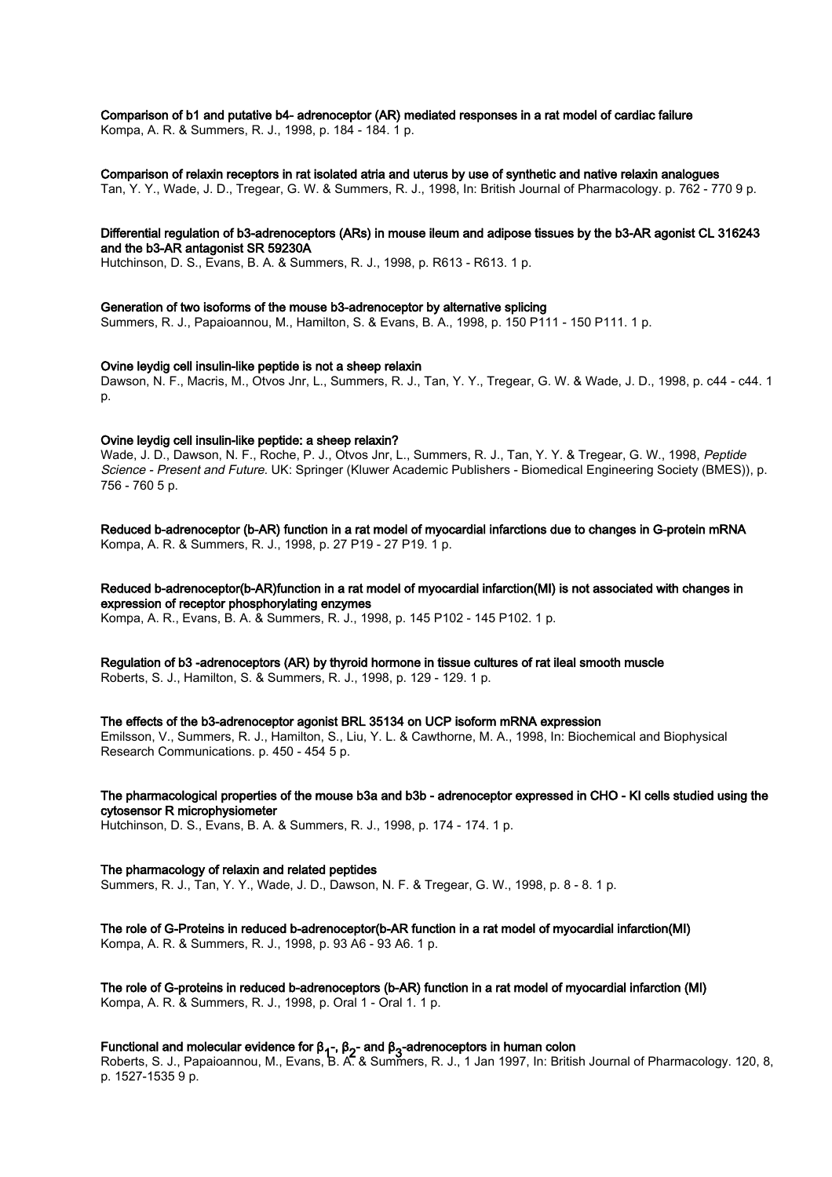**Comparison of b1 and putative b4- adrenoceptor (AR) mediated responses in a rat model of cardiac failure**
Kompa, A. R. & Summers, R. J., 1998, p. 184 - 184. 1 p.

**Comparison of relaxin receptors in rat isolated atria and uterus by use of synthetic and native relaxin analogues**
Tan, Y. Y., Wade, J. D., Tregear, G. W. & Summers, R. J., 1998, In: British Journal of Pharmacology. p. 762 - 770 9 p.

**Differential regulation of b3-adrenoceptors (ARs) in mouse ileum and adipose tissues by the b3-AR agonist CL 316243 and the b3-AR antagonist SR 59230A**
Hutchinson, D. S., Evans, B. A. & Summers, R. J., 1998, p. R613 - R613. 1 p.

**Generation of two isoforms of the mouse b3-adrenoceptor by alternative splicing**
Summers, R. J., Papaioannou, M., Hamilton, S. & Evans, B. A., 1998, p. 150 P111 - 150 P111. 1 p.

**Ovine leydig cell insulin-like peptide is not a sheep relaxin**
Dawson, N. F., Macris, M., Otvos Jnr, L., Summers, R. J., Tan, Y. Y., Tregear, G. W. & Wade, J. D., 1998, p. c44 - c44. 1 p.

**Ovine leydig cell insulin-like peptide: a sheep relaxin?**
Wade, J. D., Dawson, N. F., Roche, P. J., Otvos Jnr, L., Summers, R. J., Tan, Y. Y. & Tregear, G. W., 1998, *Peptide Science - Present and Future.* UK: Springer (Kluwer Academic Publishers - Biomedical Engineering Society (BMES)), p. 756 - 760 5 p.

**Reduced b-adrenoceptor (b-AR) function in a rat model of myocardial infarctions due to changes in G-protein mRNA**
Kompa, A. R. & Summers, R. J., 1998, p. 27 P19 - 27 P19. 1 p.

**Reduced b-adrenoceptor(b-AR)function in a rat model of myocardial infarction(MI) is not associated with changes in expression of receptor phosphorylating enzymes**
Kompa, A. R., Evans, B. A. & Summers, R. J., 1998, p. 145 P102 - 145 P102. 1 p.

**Regulation of b3 -adrenoceptors (AR) by thyroid hormone in tissue cultures of rat ileal smooth muscle**
Roberts, S. J., Hamilton, S. & Summers, R. J., 1998, p. 129 - 129. 1 p.

**The effects of the b3-adrenoceptor agonist BRL 35134 on UCP isoform mRNA expression**
Emilsson, V., Summers, R. J., Hamilton, S., Liu, Y. L. & Cawthorne, M. A., 1998, In: Biochemical and Biophysical Research Communications. p. 450 - 454 5 p.

**The pharmacological properties of the mouse b3a and b3b - adrenoceptor expressed in CHO - KI cells studied using the cytosensor R microphysiometer**
Hutchinson, D. S., Evans, B. A. & Summers, R. J., 1998, p. 174 - 174. 1 p.

**The pharmacology of relaxin and related peptides**
Summers, R. J., Tan, Y. Y., Wade, J. D., Dawson, N. F. & Tregear, G. W., 1998, p. 8 - 8. 1 p.

**The role of G-Proteins in reduced b-adrenoceptor(b-AR function in a rat model of myocardial infarction(MI)**
Kompa, A. R. & Summers, R. J., 1998, p. 93 A6 - 93 A6. 1 p.

**The role of G-proteins in reduced b-adrenoceptors (b-AR) function in a rat model of myocardial infarction (MI)**
Kompa, A. R. & Summers, R. J., 1998, p. Oral 1 - Oral 1. 1 p.

**Functional and molecular evidence for $\beta_1$-, $\beta_2$- and $\beta_3$-adrenoceptors in human colon**
Roberts, S. J., Papaioannou, M., Evans, B. A. & Summers, R. J., 1 Jan 1997, In: British Journal of Pharmacology. 120, 8, p. 1527-1535 9 p.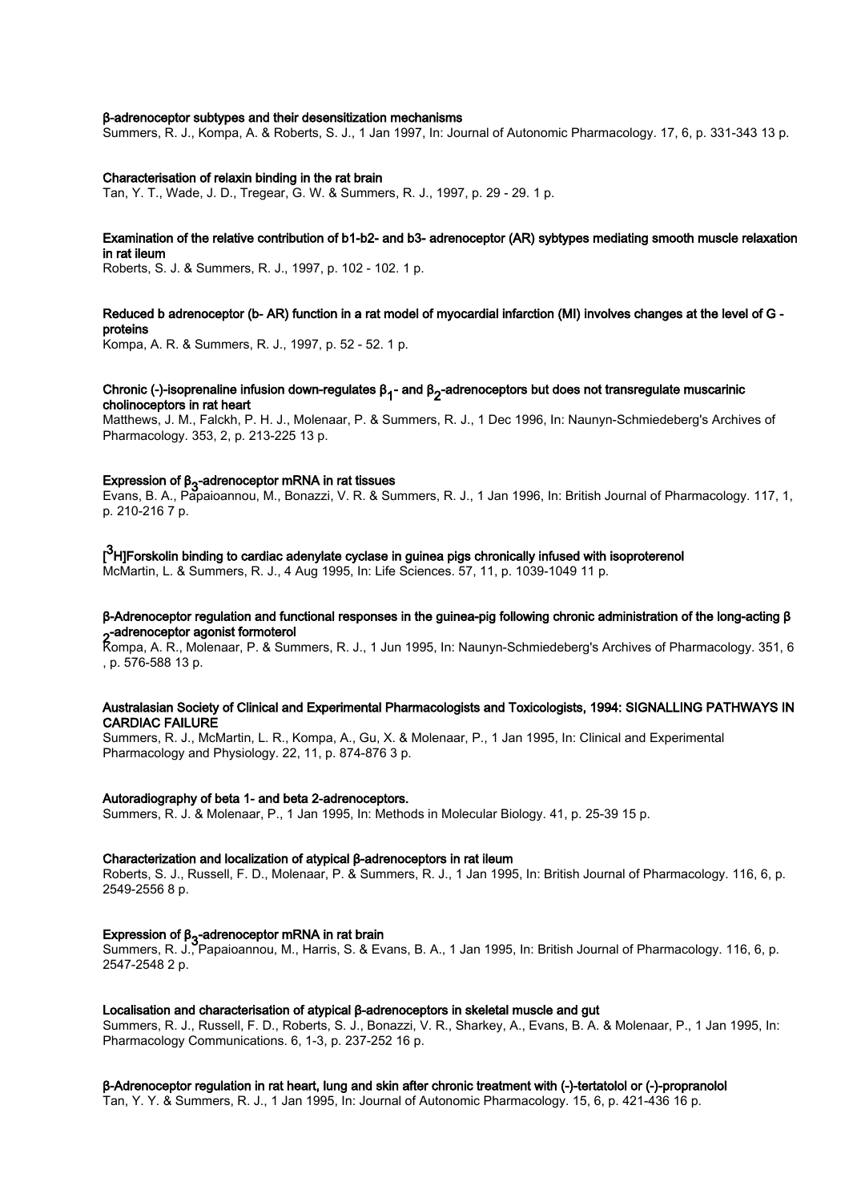**β-adrenoceptor subtypes and their desensitization mechanisms**
Summers, R. J., Kompa, A. & Roberts, S. J., 1 Jan 1997, In: Journal of Autonomic Pharmacology. 17, 6, p. 331-343 13 p.

**Characterisation of relaxin binding in the rat brain**
Tan, Y. T., Wade, J. D., Tregear, G. W. & Summers, R. J., 1997, p. 29 - 29. 1 p.

**Examination of the relative contribution of b1-b2- and b3- adrenoceptor (AR) sybtypes mediating smooth muscle relaxation in rat ileum**
Roberts, S. J. & Summers, R. J., 1997, p. 102 - 102. 1 p.

**Reduced b adrenoceptor (b- AR) function in a rat model of myocardial infarction (MI) involves changes at the level of G - proteins**
Kompa, A. R. & Summers, R. J., 1997, p. 52 - 52. 1 p.

**Chronic (-)-isoprenaline infusion down-regulates $\beta_1$- and $\beta_2$-adrenoceptors but does not transregulate muscarinic cholinoceptors in rat heart**
Matthews, J. M., Falckh, P. H. J., Molenaar, P. & Summers, R. J., 1 Dec 1996, In: Naunyn-Schmiedeberg's Archives of Pharmacology. 353, 2, p. 213-225 13 p.

**Expression of $\beta_3$-adrenoceptor mRNA in rat tissues**
Evans, B. A., Papaioannou, M., Bonazzi, V. R. & Summers, R. J., 1 Jan 1996, In: British Journal of Pharmacology. 117, 1, p. 210-216 7 p.

**[$^3$H]Forskolin binding to cardiac adenylate cyclase in guinea pigs chronically infused with isoproterenol**
McMartin, L. & Summers, R. J., 4 Aug 1995, In: Life Sciences. 57, 11, p. 1039-1049 11 p.

**β-Adrenoceptor regulation and functional responses in the guinea-pig following chronic administration of the long-acting $\beta_2$-adrenoceptor agonist formoterol**
Kompa, A. R., Molenaar, P. & Summers, R. J., 1 Jun 1995, In: Naunyn-Schmiedeberg's Archives of Pharmacology. 351, 6 , p. 576-588 13 p.

**Australasian Society of Clinical and Experimental Pharmacologists and Toxicologists, 1994: SIGNALLING PATHWAYS IN CARDIAC FAILURE**
Summers, R. J., McMartin, L. R., Kompa, A., Gu, X. & Molenaar, P., 1 Jan 1995, In: Clinical and Experimental Pharmacology and Physiology. 22, 11, p. 874-876 3 p.

**Autoradiography of beta 1- and beta 2-adrenoceptors.**
Summers, R. J. & Molenaar, P., 1 Jan 1995, In: Methods in Molecular Biology. 41, p. 25-39 15 p.

**Characterization and localization of atypical β-adrenoceptors in rat ileum**
Roberts, S. J., Russell, F. D., Molenaar, P. & Summers, R. J., 1 Jan 1995, In: British Journal of Pharmacology. 116, 6, p. 2549-2556 8 p.

**Expression of $\beta_3$-adrenoceptor mRNA in rat brain**
Summers, R. J., Papaioannou, M., Harris, S. & Evans, B. A., 1 Jan 1995, In: British Journal of Pharmacology. 116, 6, p. 2547-2548 2 p.

**Localisation and characterisation of atypical β-adrenoceptors in skeletal muscle and gut**
Summers, R. J., Russell, F. D., Roberts, S. J., Bonazzi, V. R., Sharkey, A., Evans, B. A. & Molenaar, P., 1 Jan 1995, In: Pharmacology Communications. 6, 1-3, p. 237-252 16 p.

**β-Adrenoceptor regulation in rat heart, lung and skin after chronic treatment with (-)-tertatolol or (-)-propranolol**
Tan, Y. Y. & Summers, R. J., 1 Jan 1995, In: Journal of Autonomic Pharmacology. 15, 6, p. 421-436 16 p.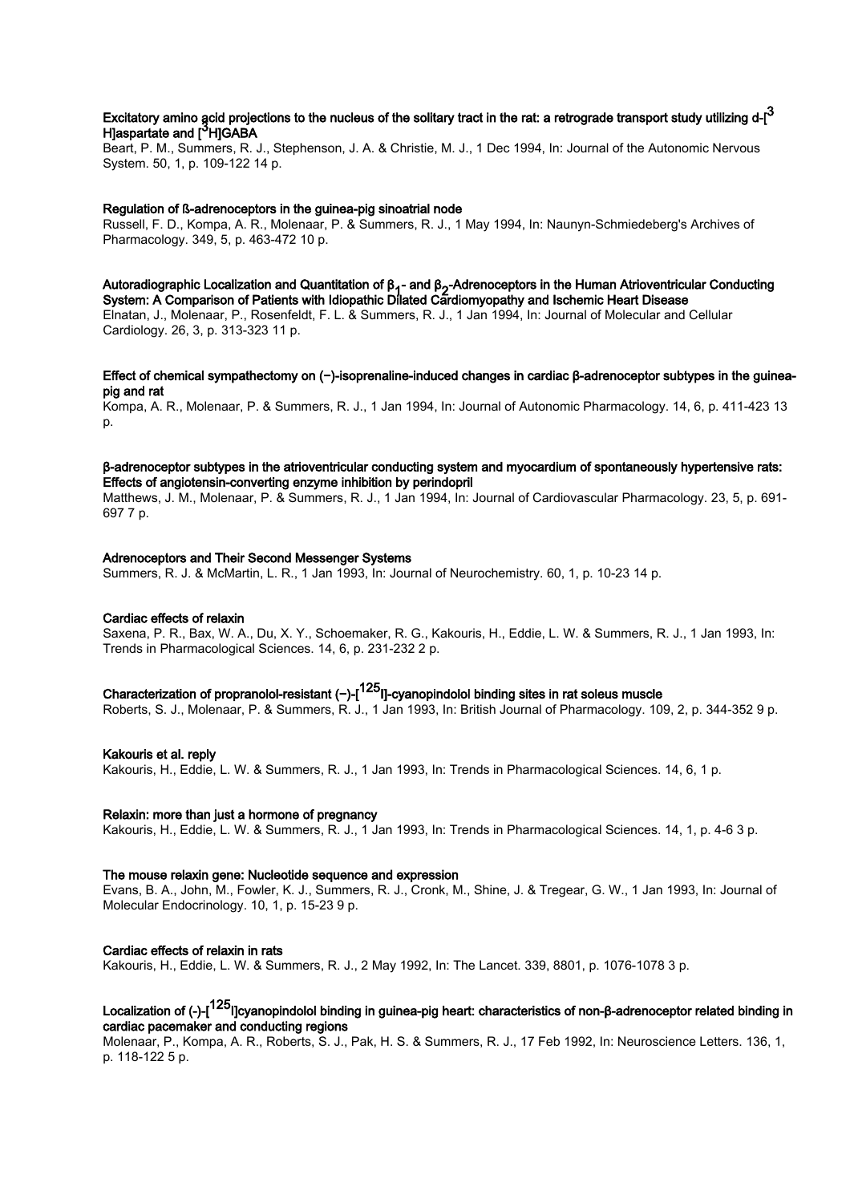**Excitatory amino acid projections to the nucleus of the solitary tract in the rat: a retrograde transport study utilizing d-[$^{3}$H]aspartate and [$^{3}$H]GABA**

Beart, P. M., Summers, R. J., Stephenson, J. A. & Christie, M. J., 1 Dec 1994, In: Journal of the Autonomic Nervous System. 50, 1, p. 109-122 14 p.

**Regulation of ß-adrenoceptors in the guinea-pig sinoatrial node**

Russell, F. D., Kompa, A. R., Molenaar, P. & Summers, R. J., 1 May 1994, In: Naunyn-Schmiedeberg's Archives of Pharmacology. 349, 5, p. 463-472 10 p.

**Autoradiographic Localization and Quantitation of $\beta_1$- and $\beta_2$-Adrenoceptors in the Human Atrioventricular Conducting System: A Comparison of Patients with Idiopathic Dilated Cardiomyopathy and Ischemic Heart Disease**

Elnatan, J., Molenaar, P., Rosenfeldt, F. L. & Summers, R. J., 1 Jan 1994, In: Journal of Molecular and Cellular Cardiology. 26, 3, p. 313-323 11 p.

**Effect of chemical sympathectomy on (−)-isoprenaline-induced changes in cardiac β-adrenoceptor subtypes in the guinea-pig and rat**

Kompa, A. R., Molenaar, P. & Summers, R. J., 1 Jan 1994, In: Journal of Autonomic Pharmacology. 14, 6, p. 411-423 13 p.

**β-adrenoceptor subtypes in the atrioventricular conducting system and myocardium of spontaneously hypertensive rats: Effects of angiotensin-converting enzyme inhibition by perindopril**

Matthews, J. M., Molenaar, P. & Summers, R. J., 1 Jan 1994, In: Journal of Cardiovascular Pharmacology. 23, 5, p. 691-697 7 p.

**Adrenoceptors and Their Second Messenger Systems**

Summers, R. J. & McMartin, L. R., 1 Jan 1993, In: Journal of Neurochemistry. 60, 1, p. 10-23 14 p.

**Cardiac effects of relaxin**

Saxena, P. R., Bax, W. A., Du, X. Y., Schoemaker, R. G., Kakouris, H., Eddie, L. W. & Summers, R. J., 1 Jan 1993, In: Trends in Pharmacological Sciences. 14, 6, p. 231-232 2 p.

**Characterization of propranolol-resistant (−)-[$^{125}$I]-cyanopindolol binding sites in rat soleus muscle**

Roberts, S. J., Molenaar, P. & Summers, R. J., 1 Jan 1993, In: British Journal of Pharmacology. 109, 2, p. 344-352 9 p.

**Kakouris et al. reply**

Kakouris, H., Eddie, L. W. & Summers, R. J., 1 Jan 1993, In: Trends in Pharmacological Sciences. 14, 6, 1 p.

**Relaxin: more than just a hormone of pregnancy**

Kakouris, H., Eddie, L. W. & Summers, R. J., 1 Jan 1993, In: Trends in Pharmacological Sciences. 14, 1, p. 4-6 3 p.

**The mouse relaxin gene: Nucleotide sequence and expression**

Evans, B. A., John, M., Fowler, K. J., Summers, R. J., Cronk, M., Shine, J. & Tregear, G. W., 1 Jan 1993, In: Journal of Molecular Endocrinology. 10, 1, p. 15-23 9 p.

**Cardiac effects of relaxin in rats**

Kakouris, H., Eddie, L. W. & Summers, R. J., 2 May 1992, In: The Lancet. 339, 8801, p. 1076-1078 3 p.

**Localization of (-)-[$^{125}$I]cyanopindolol binding in guinea-pig heart: characteristics of non-β-adrenoceptor related binding in cardiac pacemaker and conducting regions**

Molenaar, P., Kompa, A. R., Roberts, S. J., Pak, H. S. & Summers, R. J., 17 Feb 1992, In: Neuroscience Letters. 136, 1, p. 118-122 5 p.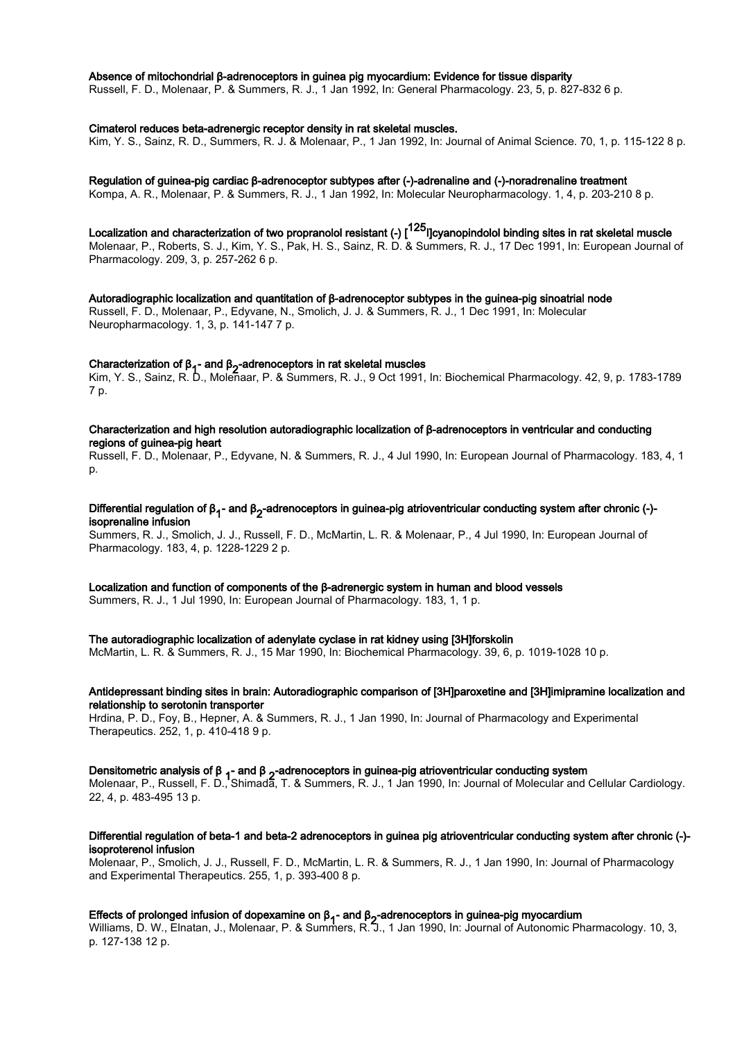**Absence of mitochondrial β-adrenoceptors in guinea pig myocardium: Evidence for tissue disparity**
Russell, F. D., Molenaar, P. & Summers, R. J., 1 Jan 1992, In: General Pharmacology. 23, 5, p. 827-832 6 p.

**Cimaterol reduces beta-adrenergic receptor density in rat skeletal muscles.**
Kim, Y. S., Sainz, R. D., Summers, R. J. & Molenaar, P., 1 Jan 1992, In: Journal of Animal Science. 70, 1, p. 115-122 8 p.

**Regulation of guinea-pig cardiac β-adrenoceptor subtypes after (-)-adrenaline and (-)-noradrenaline treatment**
Kompa, A. R., Molenaar, P. & Summers, R. J., 1 Jan 1992, In: Molecular Neuropharmacology. 1, 4, p. 203-210 8 p.

**Localization and characterization of two propranolol resistant (-) [$^{125}$I]cyanopindolol binding sites in rat skeletal muscle**
Molenaar, P., Roberts, S. J., Kim, Y. S., Pak, H. S., Sainz, R. D. & Summers, R. J., 17 Dec 1991, In: European Journal of Pharmacology. 209, 3, p. 257-262 6 p.

**Autoradiographic localization and quantitation of β-adrenoceptor subtypes in the guinea-pig sinoatrial node**
Russell, F. D., Molenaar, P., Edyvane, N., Smolich, J. J. & Summers, R. J., 1 Dec 1991, In: Molecular Neuropharmacology. 1, 3, p. 141-147 7 p.

**Characterization of $\beta_1$- and $\beta_2$-adrenoceptors in rat skeletal muscles**
Kim, Y. S., Sainz, R. D., Molenaar, P. & Summers, R. J., 9 Oct 1991, In: Biochemical Pharmacology. 42, 9, p. 1783-1789 7 p.

**Characterization and high resolution autoradiographic localization of β-adrenoceptors in ventricular and conducting regions of guinea-pig heart**
Russell, F. D., Molenaar, P., Edyvane, N. & Summers, R. J., 4 Jul 1990, In: European Journal of Pharmacology. 183, 4, 1 p.

**Differential regulation of $\beta_1$- and $\beta_2$-adrenoceptors in guinea-pig atrioventricular conducting system after chronic (-)-isoprenaline infusion**
Summers, R. J., Smolich, J. J., Russell, F. D., McMartin, L. R. & Molenaar, P., 4 Jul 1990, In: European Journal of Pharmacology. 183, 4, p. 1228-1229 2 p.

**Localization and function of components of the β-adrenergic system in human and blood vessels**
Summers, R. J., 1 Jul 1990, In: European Journal of Pharmacology. 183, 1, 1 p.

**The autoradiographic localization of adenylate cyclase in rat kidney using [3H]forskolin**
McMartin, L. R. & Summers, R. J., 15 Mar 1990, In: Biochemical Pharmacology. 39, 6, p. 1019-1028 10 p.

**Antidepressant binding sites in brain: Autoradiographic comparison of [3H]paroxetine and [3H]imipramine localization and relationship to serotonin transporter**
Hrdina, P. D., Foy, B., Hepner, A. & Summers, R. J., 1 Jan 1990, In: Journal of Pharmacology and Experimental Therapeutics. 252, 1, p. 410-418 9 p.

**Densitometric analysis of $\beta_1$- and $\beta_2$-adrenoceptors in guinea-pig atrioventricular conducting system**
Molenaar, P., Russell, F. D., Shimada, T. & Summers, R. J., 1 Jan 1990, In: Journal of Molecular and Cellular Cardiology. 22, 4, p. 483-495 13 p.

**Differential regulation of beta-1 and beta-2 adrenoceptors in guinea pig atrioventricular conducting system after chronic (-)-isoproterenol infusion**
Molenaar, P., Smolich, J. J., Russell, F. D., McMartin, L. R. & Summers, R. J., 1 Jan 1990, In: Journal of Pharmacology and Experimental Therapeutics. 255, 1, p. 393-400 8 p.

**Effects of prolonged infusion of dopexamine on $\beta_1$- and $\beta_2$-adrenoceptors in guinea-pig myocardium**
Williams, D. W., Elnatan, J., Molenaar, P. & Summers, R. J., 1 Jan 1990, In: Journal of Autonomic Pharmacology. 10, 3, p. 127-138 12 p.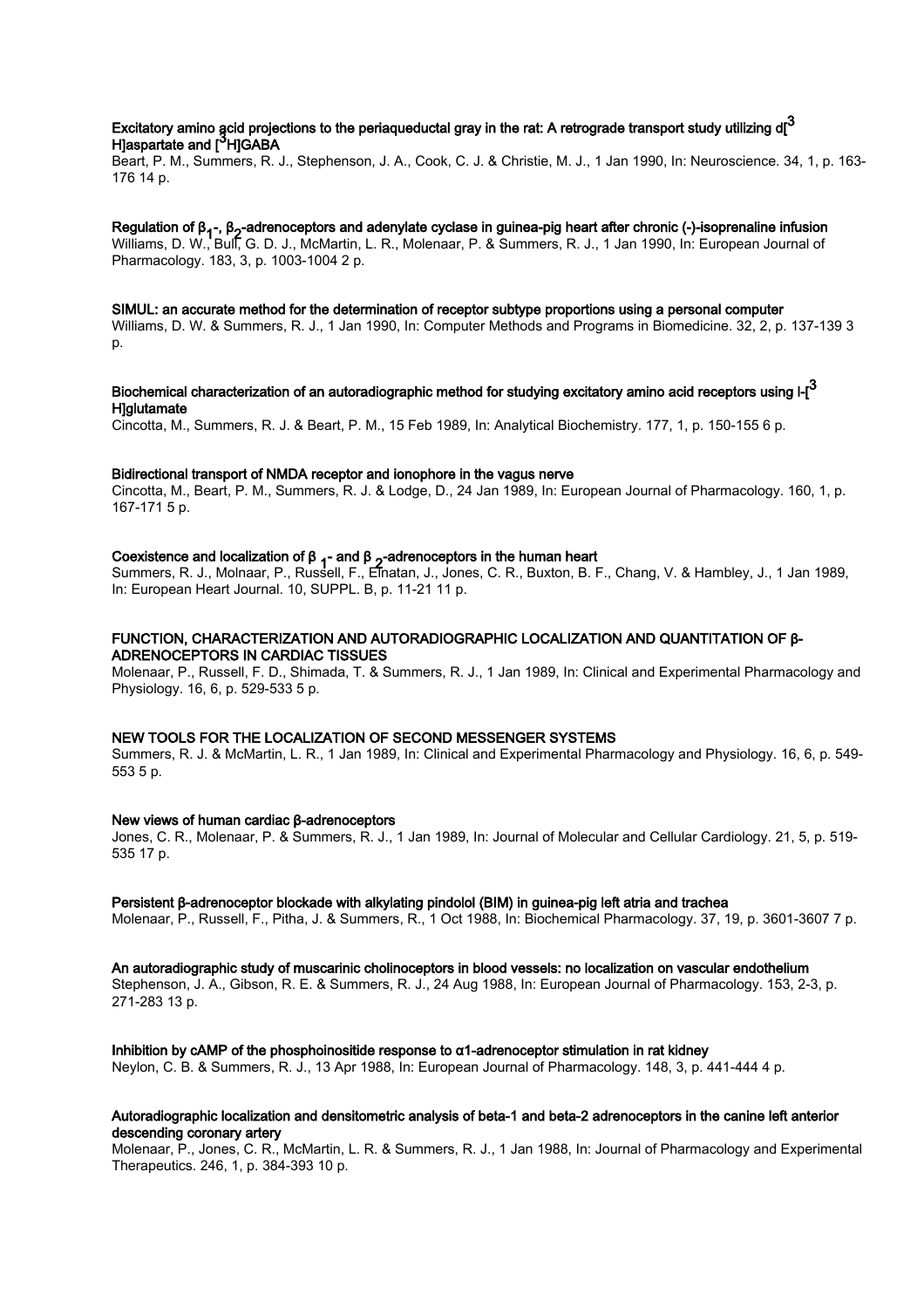**Excitatory amino acid projections to the periaqueductal gray in the rat: A retrograde transport study utilizing d[$^3$H]aspartate and [$^3$H]GABA**

Beart, P. M., Summers, R. J., Stephenson, J. A., Cook, C. J. & Christie, M. J., 1 Jan 1990, In: Neuroscience. 34, 1, p. 163-176 14 p.

**Regulation of $\beta_1$-, $\beta_2$-adrenoceptors and adenylate cyclase in guinea-pig heart after chronic (-)-isoprenaline infusion**

Williams, D. W., Bull, G. D. J., McMartin, L. R., Molenaar, P. & Summers, R. J., 1 Jan 1990, In: European Journal of Pharmacology. 183, 3, p. 1003-1004 2 p.

**SIMUL: an accurate method for the determination of receptor subtype proportions using a personal computer**

Williams, D. W. & Summers, R. J., 1 Jan 1990, In: Computer Methods and Programs in Biomedicine. 32, 2, p. 137-139 3 p.

**Biochemical characterization of an autoradiographic method for studying excitatory amino acid receptors using l-[$^3$H]glutamate**

Cincotta, M., Summers, R. J. & Beart, P. M., 15 Feb 1989, In: Analytical Biochemistry. 177, 1, p. 150-155 6 p.

**Bidirectional transport of NMDA receptor and ionophore in the vagus nerve**

Cincotta, M., Beart, P. M., Summers, R. J. & Lodge, D., 24 Jan 1989, In: European Journal of Pharmacology. 160, 1, p. 167-171 5 p.

**Coexistence and localization of $\beta_1$- and $\beta_2$-adrenoceptors in the human heart**

Summers, R. J., Molnaar, P., Russell, F., Elnatan, J., Jones, C. R., Buxton, B. F., Chang, V. & Hambley, J., 1 Jan 1989, In: European Heart Journal. 10, SUPPL. B, p. 11-21 11 p.

**FUNCTION, CHARACTERIZATION AND AUTORADIOGRAPHIC LOCALIZATION AND QUANTITATION OF β-ADRENOCEPTORS IN CARDIAC TISSUES**

Molenaar, P., Russell, F. D., Shimada, T. & Summers, R. J., 1 Jan 1989, In: Clinical and Experimental Pharmacology and Physiology. 16, 6, p. 529-533 5 p.

**NEW TOOLS FOR THE LOCALIZATION OF SECOND MESSENGER SYSTEMS**

Summers, R. J. & McMartin, L. R., 1 Jan 1989, In: Clinical and Experimental Pharmacology and Physiology. 16, 6, p. 549-553 5 p.

**New views of human cardiac β-adrenoceptors**

Jones, C. R., Molenaar, P. & Summers, R. J., 1 Jan 1989, In: Journal of Molecular and Cellular Cardiology. 21, 5, p. 519-535 17 p.

**Persistent β-adrenoceptor blockade with alkylating pindolol (BIM) in guinea-pig left atria and trachea**

Molenaar, P., Russell, F., Pitha, J. & Summers, R., 1 Oct 1988, In: Biochemical Pharmacology. 37, 19, p. 3601-3607 7 p.

**An autoradiographic study of muscarinic cholinoceptors in blood vessels: no localization on vascular endothelium**

Stephenson, J. A., Gibson, R. E. & Summers, R. J., 24 Aug 1988, In: European Journal of Pharmacology. 153, 2-3, p. 271-283 13 p.

**Inhibition by cAMP of the phosphoinositide response to α1-adrenoceptor stimulation in rat kidney**

Neylon, C. B. & Summers, R. J., 13 Apr 1988, In: European Journal of Pharmacology. 148, 3, p. 441-444 4 p.

**Autoradiographic localization and densitometric analysis of beta-1 and beta-2 adrenoceptors in the canine left anterior descending coronary artery**

Molenaar, P., Jones, C. R., McMartin, L. R. & Summers, R. J., 1 Jan 1988, In: Journal of Pharmacology and Experimental Therapeutics. 246, 1, p. 384-393 10 p.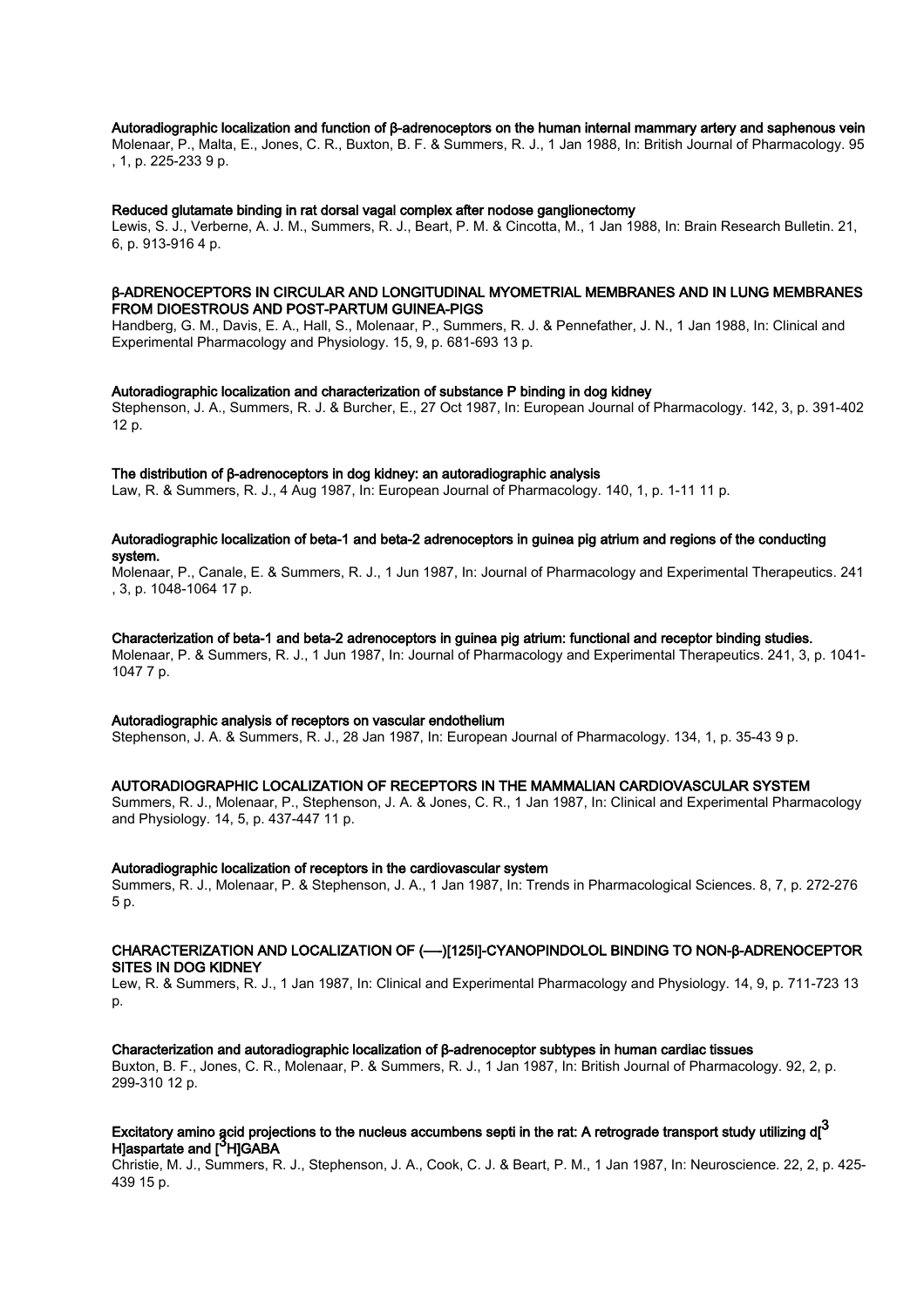**Autoradiographic localization and function of β-adrenoceptors on the human internal mammary artery and saphenous vein**
Molenaar, P., Malta, E., Jones, C. R., Buxton, B. F. & Summers, R. J., 1 Jan 1988, In: British Journal of Pharmacology. 95, 1, p. 225-233 9 p.

**Reduced glutamate binding in rat dorsal vagal complex after nodose ganglionectomy**
Lewis, S. J., Verberne, A. J. M., Summers, R. J., Beart, P. M. & Cincotta, M., 1 Jan 1988, In: Brain Research Bulletin. 21, 6, p. 913-916 4 p.

**β-ADRENOCEPTORS IN CIRCULAR AND LONGITUDINAL MYOMETRIAL MEMBRANES AND IN LUNG MEMBRANES FROM DIOESTROUS AND POST-PARTUM GUINEA-PIGS**
Handberg, G. M., Davis, E. A., Hall, S., Molenaar, P., Summers, R. J. & Pennefather, J. N., 1 Jan 1988, In: Clinical and Experimental Pharmacology and Physiology. 15, 9, p. 681-693 13 p.

**Autoradiographic localization and characterization of substance P binding in dog kidney**
Stephenson, J. A., Summers, R. J. & Burcher, E., 27 Oct 1987, In: European Journal of Pharmacology. 142, 3, p. 391-402 12 p.

**The distribution of β-adrenoceptors in dog kidney: an autoradiographic analysis**
Law, R. & Summers, R. J., 4 Aug 1987, In: European Journal of Pharmacology. 140, 1, p. 1-11 11 p.

**Autoradiographic localization of beta-1 and beta-2 adrenoceptors in guinea pig atrium and regions of the conducting system.**
Molenaar, P., Canale, E. & Summers, R. J., 1 Jun 1987, In: Journal of Pharmacology and Experimental Therapeutics. 241, 3, p. 1048-1064 17 p.

**Characterization of beta-1 and beta-2 adrenoceptors in guinea pig atrium: functional and receptor binding studies.**
Molenaar, P. & Summers, R. J., 1 Jun 1987, In: Journal of Pharmacology and Experimental Therapeutics. 241, 3, p. 1041-1047 7 p.

**Autoradiographic analysis of receptors on vascular endothelium**
Stephenson, J. A. & Summers, R. J., 28 Jan 1987, In: European Journal of Pharmacology. 134, 1, p. 35-43 9 p.

**AUTORADIOGRAPHIC LOCALIZATION OF RECEPTORS IN THE MAMMALIAN CARDIOVASCULAR SYSTEM**
Summers, R. J., Molenaar, P., Stephenson, J. A. & Jones, C. R., 1 Jan 1987, In: Clinical and Experimental Pharmacology and Physiology. 14, 5, p. 437-447 11 p.

**Autoradiographic localization of receptors in the cardiovascular system**
Summers, R. J., Molenaar, P. & Stephenson, J. A., 1 Jan 1987, In: Trends in Pharmacological Sciences. 8, 7, p. 272-276 5 p.

**CHARACTERIZATION AND LOCALIZATION OF (—)[125I]-CYANOPINDOLOL BINDING TO NON-β-ADRENOCEPTOR SITES IN DOG KIDNEY**
Lew, R. & Summers, R. J., 1 Jan 1987, In: Clinical and Experimental Pharmacology and Physiology. 14, 9, p. 711-723 13 p.

**Characterization and autoradiographic localization of β-adrenoceptor subtypes in human cardiac tissues**
Buxton, B. F., Jones, C. R., Molenaar, P. & Summers, R. J., 1 Jan 1987, In: British Journal of Pharmacology. 92, 2, p. 299-310 12 p.

**Excitatory amino acid projections to the nucleus accumbens septi in the rat: A retrograde transport study utilizing d[$^{3}$H]aspartate and [$^{3}$H]GABA**
Christie, M. J., Summers, R. J., Stephenson, J. A., Cook, C. J. & Beart, P. M., 1 Jan 1987, In: Neuroscience. 22, 2, p. 425-439 15 p.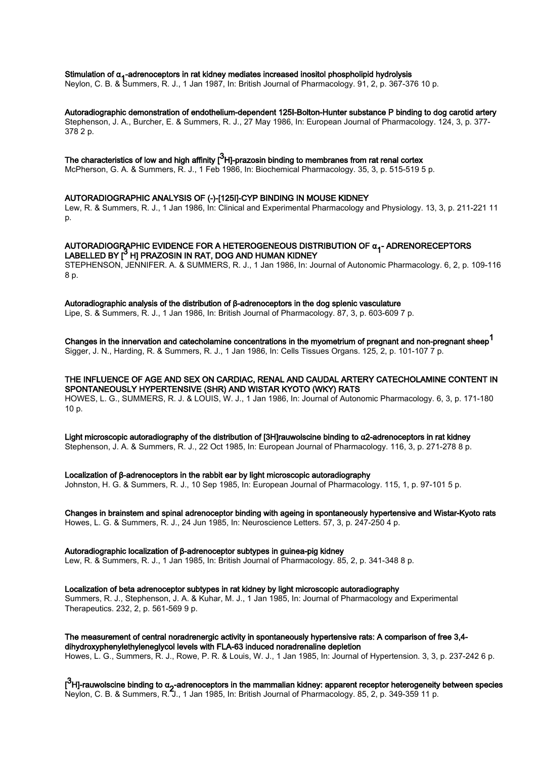**Stimulation of $\alpha_1$-adrenoceptors in rat kidney mediates increased inositol phospholipid hydrolysis**
Neylon, C. B. & Summers, R. J., 1 Jan 1987, In: British Journal of Pharmacology. 91, 2, p. 367-376 10 p.

**Autoradiographic demonstration of endothelium-dependent 125I-Bolton-Hunter substance P binding to dog carotid artery**
Stephenson, J. A., Burcher, E. & Summers, R. J., 27 May 1986, In: European Journal of Pharmacology. 124, 3, p. 377-378 2 p.

**The characteristics of low and high affinity [$^3$H]-prazosin binding to membranes from rat renal cortex**
McPherson, G. A. & Summers, R. J., 1 Feb 1986, In: Biochemical Pharmacology. 35, 3, p. 515-519 5 p.

**AUTORADIOGRAPHIC ANALYSIS OF (-)-[125I]-CYP BINDING IN MOUSE KIDNEY**
Lew, R. & Summers, R. J., 1 Jan 1986, In: Clinical and Experimental Pharmacology and Physiology. 13, 3, p. 211-221 11 p.

**AUTORADIOGRAPHIC EVIDENCE FOR A HETEROGENEOUS DISTRIBUTION OF $\alpha_1$- ADRENORECEPTORS LABELLED BY [$^3$ H] PRAZOSIN IN RAT, DOG AND HUMAN KIDNEY**
STEPHENSON, JENNIFER. A. & SUMMERS, R. J., 1 Jan 1986, In: Journal of Autonomic Pharmacology. 6, 2, p. 109-116 8 p.

**Autoradiographic analysis of the distribution of β-adrenoceptors in the dog splenic vasculature**
Lipe, S. & Summers, R. J., 1 Jan 1986, In: British Journal of Pharmacology. 87, 3, p. 603-609 7 p.

**Changes in the innervation and catecholamine concentrations in the myometrium of pregnant and non-pregnant sheep[1]**
Sigger, J. N., Harding, R. & Summers, R. J., 1 Jan 1986, In: Cells Tissues Organs. 125, 2, p. 101-107 7 p.

**THE INFLUENCE OF AGE AND SEX ON CARDIAC, RENAL AND CAUDAL ARTERY CATECHOLAMINE CONTENT IN SPONTANEOUSLY HYPERTENSIVE (SHR) AND WISTAR KYOTO (WKY) RATS**
HOWES, L. G., SUMMERS, R. J. & LOUIS, W. J., 1 Jan 1986, In: Journal of Autonomic Pharmacology. 6, 3, p. 171-180 10 p.

**Light microscopic autoradiography of the distribution of [3H]rauwolscine binding to α2-adrenoceptors in rat kidney**
Stephenson, J. A. & Summers, R. J., 22 Oct 1985, In: European Journal of Pharmacology. 116, 3, p. 271-278 8 p.

**Localization of β-adrenoceptors in the rabbit ear by light microscopic autoradiography**
Johnston, H. G. & Summers, R. J., 10 Sep 1985, In: European Journal of Pharmacology. 115, 1, p. 97-101 5 p.

**Changes in brainstem and spinal adrenoceptor binding with ageing in spontaneously hypertensive and Wistar-Kyoto rats**
Howes, L. G. & Summers, R. J., 24 Jun 1985, In: Neuroscience Letters. 57, 3, p. 247-250 4 p.

**Autoradiographic localization of β-adrenoceptor subtypes in guinea-pig kidney**
Lew, R. & Summers, R. J., 1 Jan 1985, In: British Journal of Pharmacology. 85, 2, p. 341-348 8 p.

**Localization of beta adrenoceptor subtypes in rat kidney by light microscopic autoradiography**
Summers, R. J., Stephenson, J. A. & Kuhar, M. J., 1 Jan 1985, In: Journal of Pharmacology and Experimental Therapeutics. 232, 2, p. 561-569 9 p.

**The measurement of central noradrenergic activity in spontaneously hypertensive rats: A comparison of free 3,4-dihydroxyphenylethyleneglycol levels with FLA-63 induced noradrenaline depletion**
Howes, L. G., Summers, R. J., Rowe, P. R. & Louis, W. J., 1 Jan 1985, In: Journal of Hypertension. 3, 3, p. 237-242 6 p.

**[$^3$H]-rauwolscine binding to $\alpha_2$-adrenoceptors in the mammalian kidney: apparent receptor heterogeneity between species**
Neylon, C. B. & Summers, R. J., 1 Jan 1985, In: British Journal of Pharmacology. 85, 2, p. 349-359 11 p.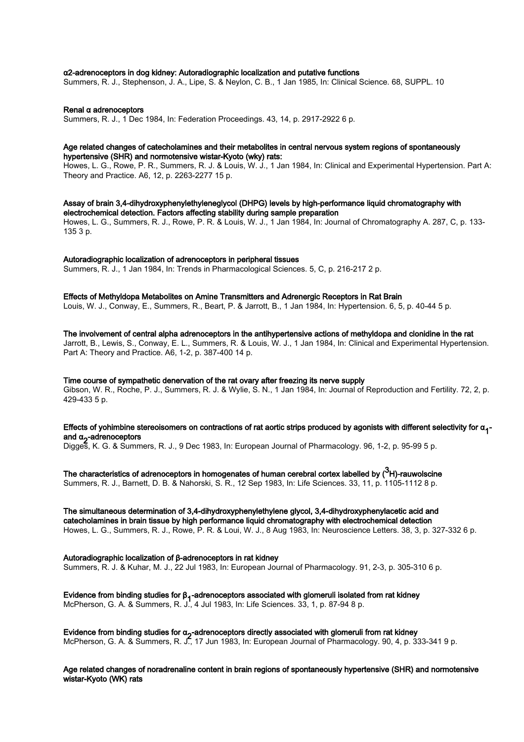**α2-adrenoceptors in dog kidney: Autoradiographic localization and putative functions**
Summers, R. J., Stephenson, J. A., Lipe, S. & Neylon, C. B., 1 Jan 1985, In: Clinical Science. 68, SUPPL. 10

**Renal α adrenoceptors**
Summers, R. J., 1 Dec 1984, In: Federation Proceedings. 43, 14, p. 2917-2922 6 p.

**Age related changes of catecholamines and their metabolites in central nervous system regions of spontaneously hypertensive (SHR) and normotensive wistar-Kyoto (wky) rats:**
Howes, L. G., Rowe, P. R., Summers, R. J. & Louis, W. J., 1 Jan 1984, In: Clinical and Experimental Hypertension. Part A: Theory and Practice. A6, 12, p. 2263-2277 15 p.

**Assay of brain 3,4-dihydroxyphenylethyleneglycol (DHPG) levels by high-performance liquid chromatography with electrochemical detection. Factors affecting stability during sample preparation**
Howes, L. G., Summers, R. J., Rowe, P. R. & Louis, W. J., 1 Jan 1984, In: Journal of Chromatography A. 287, C, p. 133-135 3 p.

**Autoradiographic localization of adrenoceptors in peripheral tissues**
Summers, R. J., 1 Jan 1984, In: Trends in Pharmacological Sciences. 5, C, p. 216-217 2 p.

**Effects of Methyldopa Metabolites on Amine Transmitters and Adrenergic Receptors in Rat Brain**
Louis, W. J., Conway, E., Summers, R., Beart, P. & Jarrott, B., 1 Jan 1984, In: Hypertension. 6, 5, p. 40-44 5 p.

**The involvement of central alpha adrenoceptors in the antihypertensive actions of methyldopa and clonidine in the rat**
Jarrott, B., Lewis, S., Conway, E. L., Summers, R. & Louis, W. J., 1 Jan 1984, In: Clinical and Experimental Hypertension. Part A: Theory and Practice. A6, 1-2, p. 387-400 14 p.

**Time course of sympathetic denervation of the rat ovary after freezing its nerve supply**
Gibson, W. R., Roche, P. J., Summers, R. J. & Wylie, S. N., 1 Jan 1984, In: Journal of Reproduction and Fertility. 72, 2, p. 429-433 5 p.

**Effects of yohimbine stereoisomers on contractions of rat aortic strips produced by agonists with different selectivity for $\alpha_1$- and $\alpha_2$-adrenoceptors**
Digges, K. G. & Summers, R. J., 9 Dec 1983, In: European Journal of Pharmacology. 96, 1-2, p. 95-99 5 p.

**The characteristics of adrenoceptors in homogenates of human cerebral cortex labelled by ($^3$H)-rauwolscine**
Summers, R. J., Barnett, D. B. & Nahorski, S. R., 12 Sep 1983, In: Life Sciences. 33, 11, p. 1105-1112 8 p.

**The simultaneous determination of 3,4-dihydroxyphenylethylene glycol, 3,4-dihydroxyphenylacetic acid and catecholamines in brain tissue by high performance liquid chromatography with electrochemical detection**
Howes, L. G., Summers, R. J., Rowe, P. R. & Loui, W. J., 8 Aug 1983, In: Neuroscience Letters. 38, 3, p. 327-332 6 p.

**Autoradiographic localization of β-adrenoceptors in rat kidney**
Summers, R. J. & Kuhar, M. J., 22 Jul 1983, In: European Journal of Pharmacology. 91, 2-3, p. 305-310 6 p.

**Evidence from binding studies for $\beta_1$-adrenoceptors associated with glomeruli isolated from rat kidney**
McPherson, G. A. & Summers, R. J., 4 Jul 1983, In: Life Sciences. 33, 1, p. 87-94 8 p.

**Evidence from binding studies for $\alpha_2$-adrenoceptors directly associated with glomeruli from rat kidney**
McPherson, G. A. & Summers, R. J., 17 Jun 1983, In: European Journal of Pharmacology. 90, 4, p. 333-341 9 p.

**Age related changes of noradrenaline content in brain regions of spontaneously hypertensive (SHR) and normotensive wistar-Kyoto (WK) rats**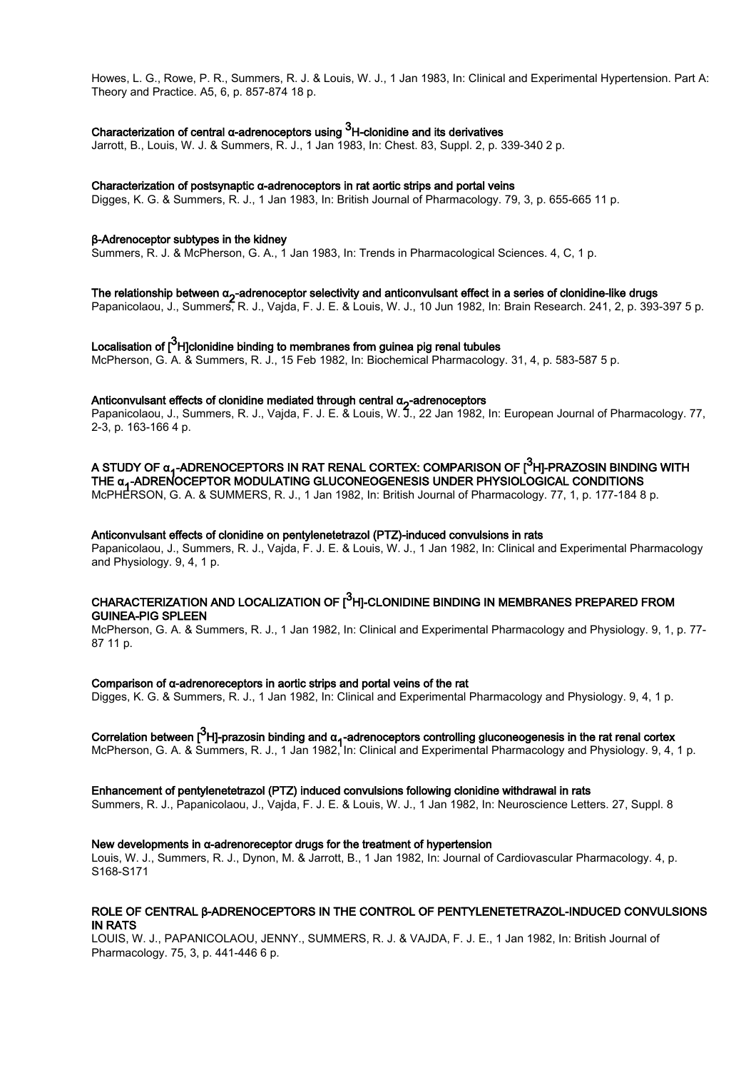Howes, L. G., Rowe, P. R., Summers, R. J. & Louis, W. J., 1 Jan 1983, In: Clinical and Experimental Hypertension. Part A: Theory and Practice. A5, 6, p. 857-874 18 p.

**Characterization of central α-adrenoceptors using $^{3}$H-clonidine and its derivatives**
Jarrott, B., Louis, W. J. & Summers, R. J., 1 Jan 1983, In: Chest. 83, Suppl. 2, p. 339-340 2 p.

**Characterization of postsynaptic α-adrenoceptors in rat aortic strips and portal veins**
Digges, K. G. & Summers, R. J., 1 Jan 1983, In: British Journal of Pharmacology. 79, 3, p. 655-665 11 p.

**β-Adrenoceptor subtypes in the kidney**
Summers, R. J. & McPherson, G. A., 1 Jan 1983, In: Trends in Pharmacological Sciences. 4, C, 1 p.

**The relationship between $α_2$-adrenoceptor selectivity and anticonvulsant effect in a series of clonidine-like drugs**
Papanicolaou, J., Summers, R. J., Vajda, F. J. E. & Louis, W. J., 10 Jun 1982, In: Brain Research. 241, 2, p. 393-397 5 p.

**Localisation of [$^{3}$H]clonidine binding to membranes from guinea pig renal tubules**
McPherson, G. A. & Summers, R. J., 15 Feb 1982, In: Biochemical Pharmacology. 31, 4, p. 583-587 5 p.

**Anticonvulsant effects of clonidine mediated through central $α_2$-adrenoceptors**
Papanicolaou, J., Summers, R. J., Vajda, F. J. E. & Louis, W. J., 22 Jan 1982, In: European Journal of Pharmacology. 77, 2-3, p. 163-166 4 p.

**A STUDY OF $α_1$-ADRENOCEPTORS IN RAT RENAL CORTEX: COMPARISON OF [$^{3}$H]-PRAZOSIN BINDING WITH THE $α_1$-ADRENOCEPTOR MODULATING GLUCONEOGENESIS UNDER PHYSIOLOGICAL CONDITIONS**
McPHERSON, G. A. & SUMMERS, R. J., 1 Jan 1982, In: British Journal of Pharmacology. 77, 1, p. 177-184 8 p.

**Anticonvulsant effects of clonidine on pentylenetetrazol (PTZ)-induced convulsions in rats**
Papanicolaou, J., Summers, R. J., Vajda, F. J. E. & Louis, W. J., 1 Jan 1982, In: Clinical and Experimental Pharmacology and Physiology. 9, 4, 1 p.

**CHARACTERIZATION AND LOCALIZATION OF [$^{3}$H]-CLONIDINE BINDING IN MEMBRANES PREPARED FROM GUINEA-PIG SPLEEN**
McPherson, G. A. & Summers, R. J., 1 Jan 1982, In: Clinical and Experimental Pharmacology and Physiology. 9, 1, p. 77-87 11 p.

**Comparison of α-adrenoreceptors in aortic strips and portal veins of the rat**
Digges, K. G. & Summers, R. J., 1 Jan 1982, In: Clinical and Experimental Pharmacology and Physiology. 9, 4, 1 p.

**Correlation between [$^{3}$H]-prazosin binding and $α_1$-adrenoceptors controlling gluconeogenesis in the rat renal cortex**
McPherson, G. A. & Summers, R. J., 1 Jan 1982, In: Clinical and Experimental Pharmacology and Physiology. 9, 4, 1 p.

**Enhancement of pentylenetetrazol (PTZ) induced convulsions following clonidine withdrawal in rats**
Summers, R. J., Papanicolaou, J., Vajda, F. J. E. & Louis, W. J., 1 Jan 1982, In: Neuroscience Letters. 27, Suppl. 8

**New developments in α-adrenoreceptor drugs for the treatment of hypertension**
Louis, W. J., Summers, R. J., Dynon, M. & Jarrott, B., 1 Jan 1982, In: Journal of Cardiovascular Pharmacology. 4, p. S168-S171

**ROLE OF CENTRAL β-ADRENOCEPTORS IN THE CONTROL OF PENTYLENETETRAZOL-INDUCED CONVULSIONS IN RATS**
LOUIS, W. J., PAPANICOLAOU, JENNY., SUMMERS, R. J. & VAJDA, F. J. E., 1 Jan 1982, In: British Journal of Pharmacology. 75, 3, p. 441-446 6 p.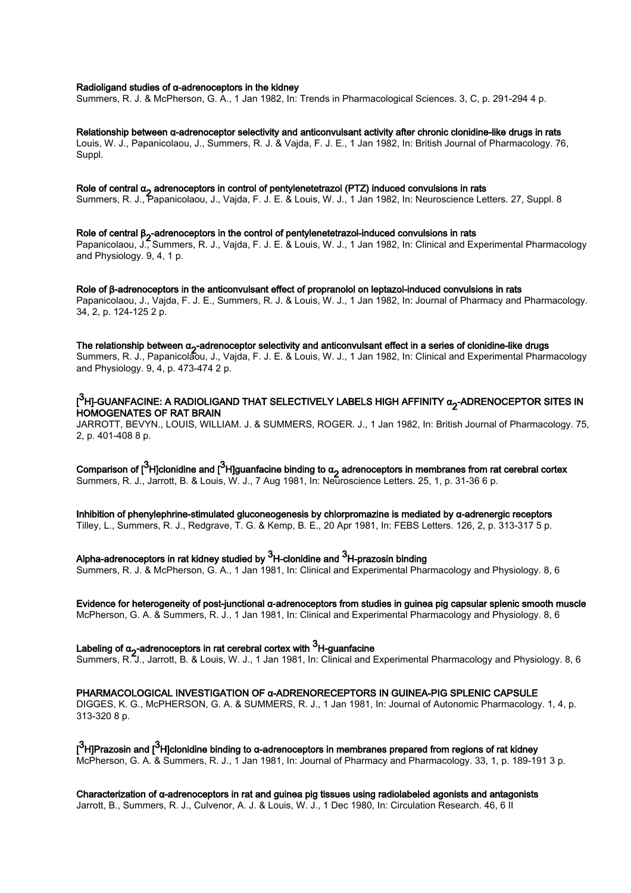**Radioligand studies of α-adrenoceptors in the kidney**
Summers, R. J. & McPherson, G. A., 1 Jan 1982, In: Trends in Pharmacological Sciences. 3, C, p. 291-294 4 p.

**Relationship between α-adrenoceptor selectivity and anticonvulsant activity after chronic clonidine-like drugs in rats**
Louis, W. J., Papanicolaou, J., Summers, R. J. & Vajda, F. J. E., 1 Jan 1982, In: British Journal of Pharmacology. 76, Suppl.

**Role of central $\alpha_2$ adrenoceptors in control of pentylenetetrazol (PTZ) induced convulsions in rats**
Summers, R. J., Papanicolaou, J., Vajda, F. J. E. & Louis, W. J., 1 Jan 1982, In: Neuroscience Letters. 27, Suppl. 8

**Role of central $\beta_2$-adrenoceptors in the control of pentylenetetrazol-induced convulsions in rats**
Papanicolaou, J., Summers, R. J., Vajda, F. J. E. & Louis, W. J., 1 Jan 1982, In: Clinical and Experimental Pharmacology and Physiology. 9, 4, 1 p.

**Role of β-adrenoceptors in the anticonvulsant effect of propranolol on leptazol-induced convulsions in rats**
Papanicolaou, J., Vajda, F. J. E., Summers, R. J. & Louis, W. J., 1 Jan 1982, In: Journal of Pharmacy and Pharmacology. 34, 2, p. 124-125 2 p.

**The relationship between $\alpha_2$-adrenoceptor selectivity and anticonvulsant effect in a series of clonidine-like drugs**
Summers, R. J., Papanicolaou, J., Vajda, F. J. E. & Louis, W. J., 1 Jan 1982, In: Clinical and Experimental Pharmacology and Physiology. 9, 4, p. 473-474 2 p.

**[$^3$H]-GUANFACINE: A RADIOLIGAND THAT SELECTIVELY LABELS HIGH AFFINITY $\alpha_2$-ADRENOCEPTOR SITES IN HOMOGENATES OF RAT BRAIN**
JARROTT, BEVYN., LOUIS, WILLIAM. J. & SUMMERS, ROGER. J., 1 Jan 1982, In: British Journal of Pharmacology. 75, 2, p. 401-408 8 p.

**Comparison of [$^3$H]clonidine and [$^3$H]guanfacine binding to $\alpha_2$ adrenoceptors in membranes from rat cerebral cortex**
Summers, R. J., Jarrott, B. & Louis, W. J., 7 Aug 1981, In: Neuroscience Letters. 25, 1, p. 31-36 6 p.

**Inhibition of phenylephrine-stimulated gluconeogenesis by chlorpromazine is mediated by α-adrenergic receptors**
Tilley, L., Summers, R. J., Redgrave, T. G. & Kemp, B. E., 20 Apr 1981, In: FEBS Letters. 126, 2, p. 313-317 5 p.

**Alpha-adrenoceptors in rat kidney studied by $^3$H-clonidine and $^3$H-prazosin binding**
Summers, R. J. & McPherson, G. A., 1 Jan 1981, In: Clinical and Experimental Pharmacology and Physiology. 8, 6

**Evidence for heterogeneity of post-junctional α-adrenoceptors from studies in guinea pig capsular splenic smooth muscle**
McPherson, G. A. & Summers, R. J., 1 Jan 1981, In: Clinical and Experimental Pharmacology and Physiology. 8, 6

**Labeling of $\alpha_2$-adrenoceptors in rat cerebral cortex with $^3$H-guanfacine**
Summers, R. J., Jarrott, B. & Louis, W. J., 1 Jan 1981, In: Clinical and Experimental Pharmacology and Physiology. 8, 6

**PHARMACOLOGICAL INVESTIGATION OF α-ADRENORECEPTORS IN GUINEA-PIG SPLENIC CAPSULE**
DIGGES, K. G., McPHERSON, G. A. & SUMMERS, R. J., 1 Jan 1981, In: Journal of Autonomic Pharmacology. 1, 4, p. 313-320 8 p.

**[$^3$H]Prazosin and [$^3$H]clonidine binding to α-adrenoceptors in membranes prepared from regions of rat kidney**
McPherson, G. A. & Summers, R. J., 1 Jan 1981, In: Journal of Pharmacy and Pharmacology. 33, 1, p. 189-191 3 p.

**Characterization of α-adrenoceptors in rat and guinea pig tissues using radiolabeled agonists and antagonists**
Jarrott, B., Summers, R. J., Culvenor, A. J. & Louis, W. J., 1 Dec 1980, In: Circulation Research. 46, 6 II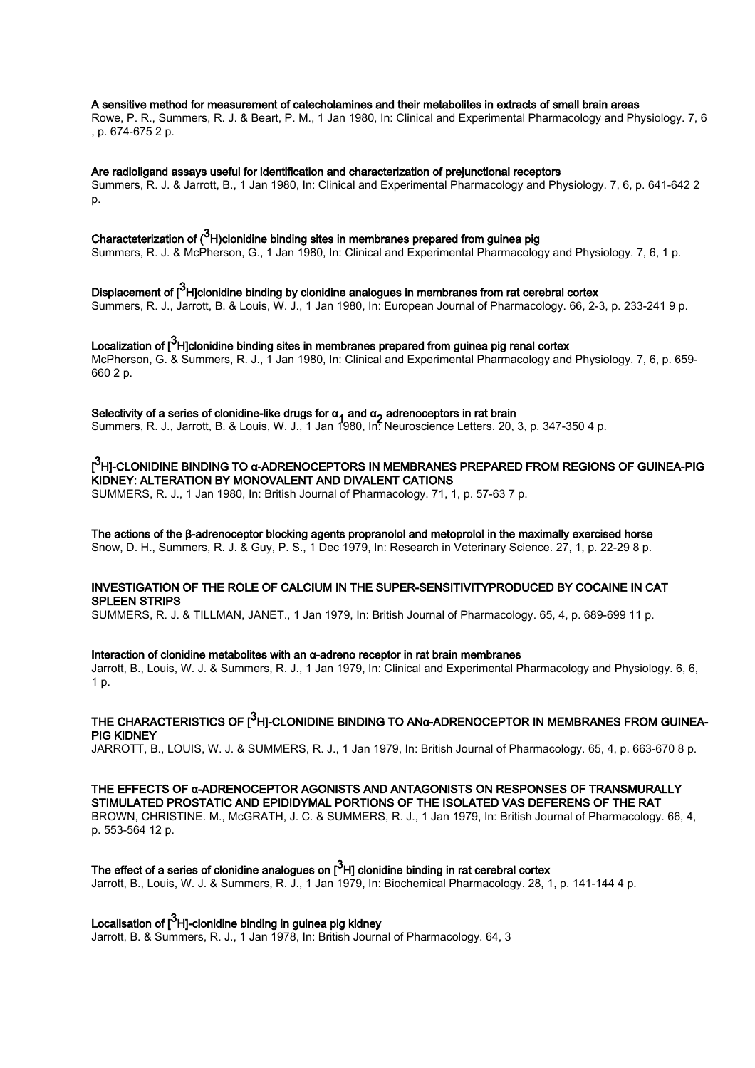**A sensitive method for measurement of catecholamines and their metabolites in extracts of small brain areas**

Rowe, P. R., Summers, R. J. & Beart, P. M., 1 Jan 1980, In: Clinical and Experimental Pharmacology and Physiology. 7, 6 , p. 674-675 2 p.

**Are radioligand assays useful for identification and characterization of prejunctional receptors**

Summers, R. J. & Jarrott, B., 1 Jan 1980, In: Clinical and Experimental Pharmacology and Physiology. 7, 6, p. 641-642 2 p.

**Characteterization of ($^{3}$H)clonidine binding sites in membranes prepared from guinea pig**

Summers, R. J. & McPherson, G., 1 Jan 1980, In: Clinical and Experimental Pharmacology and Physiology. 7, 6, 1 p.

**Displacement of [$^{3}$H]clonidine binding by clonidine analogues in membranes from rat cerebral cortex**

Summers, R. J., Jarrott, B. & Louis, W. J., 1 Jan 1980, In: European Journal of Pharmacology. 66, 2-3, p. 233-241 9 p.

**Localization of [$^{3}$H]clonidine binding sites in membranes prepared from guinea pig renal cortex**

McPherson, G. & Summers, R. J., 1 Jan 1980, In: Clinical and Experimental Pharmacology and Physiology. 7, 6, p. 659-660 2 p.

**Selectivity of a series of clonidine-like drugs for $\alpha_1$ and $\alpha_2$ adrenoceptors in rat brain**

Summers, R. J., Jarrott, B. & Louis, W. J., 1 Jan 1980, In: Neuroscience Letters. 20, 3, p. 347-350 4 p.

**[$^{3}$H]-CLONIDINE BINDING TO α-ADRENOCEPTORS IN MEMBRANES PREPARED FROM REGIONS OF GUINEA-PIG KIDNEY: ALTERATION BY MONOVALENT AND DIVALENT CATIONS**

SUMMERS, R. J., 1 Jan 1980, In: British Journal of Pharmacology. 71, 1, p. 57-63 7 p.

**The actions of the β-adrenoceptor blocking agents propranolol and metoprolol in the maximally exercised horse**

Snow, D. H., Summers, R. J. & Guy, P. S., 1 Dec 1979, In: Research in Veterinary Science. 27, 1, p. 22-29 8 p.

**INVESTIGATION OF THE ROLE OF CALCIUM IN THE SUPER-SENSITIVITYPRODUCED BY COCAINE IN CAT SPLEEN STRIPS**

SUMMERS, R. J. & TILLMAN, JANET., 1 Jan 1979, In: British Journal of Pharmacology. 65, 4, p. 689-699 11 p.

**Interaction of clonidine metabolites with an α-adreno receptor in rat brain membranes**

Jarrott, B., Louis, W. J. & Summers, R. J., 1 Jan 1979, In: Clinical and Experimental Pharmacology and Physiology. 6, 6, 1 p.

**THE CHARACTERISTICS OF [$^{3}$H]-CLONIDINE BINDING TO ANα-ADRENOCEPTOR IN MEMBRANES FROM GUINEA-PIG KIDNEY**

JARROTT, B., LOUIS, W. J. & SUMMERS, R. J., 1 Jan 1979, In: British Journal of Pharmacology. 65, 4, p. 663-670 8 p.

**THE EFFECTS OF α-ADRENOCEPTOR AGONISTS AND ANTAGONISTS ON RESPONSES OF TRANSMURALLY STIMULATED PROSTATIC AND EPIDIDYMAL PORTIONS OF THE ISOLATED VAS DEFERENS OF THE RAT**

BROWN, CHRISTINE. M., McGRATH, J. C. & SUMMERS, R. J., 1 Jan 1979, In: British Journal of Pharmacology. 66, 4, p. 553-564 12 p.

**The effect of a series of clonidine analogues on [$^{3}$H] clonidine binding in rat cerebral cortex**

Jarrott, B., Louis, W. J. & Summers, R. J., 1 Jan 1979, In: Biochemical Pharmacology. 28, 1, p. 141-144 4 p.

**Localisation of [$^{3}$H]-clonidine binding in guinea pig kidney**

Jarrott, B. & Summers, R. J., 1 Jan 1978, In: British Journal of Pharmacology. 64, 3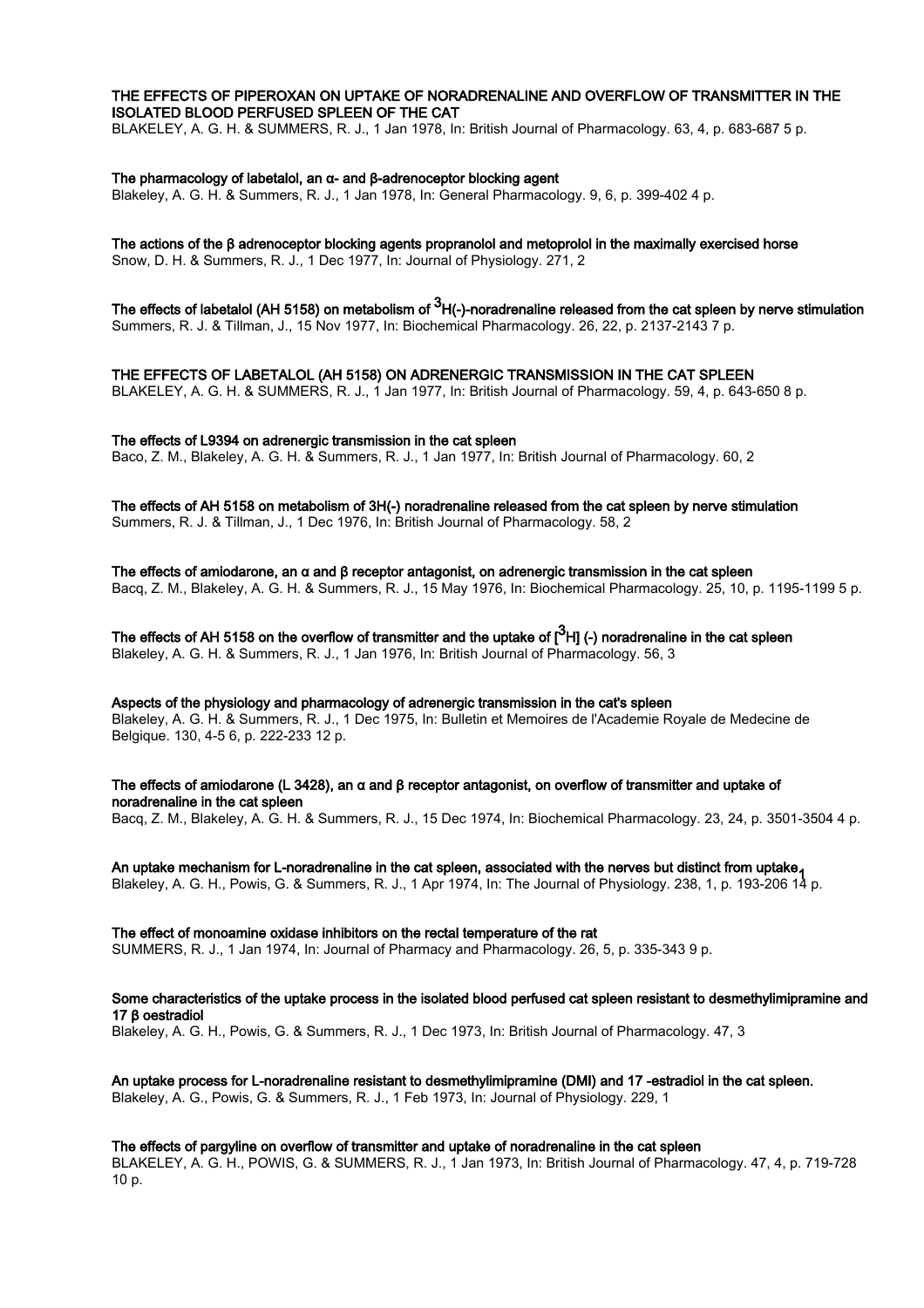**THE EFFECTS OF PIPEROXAN ON UPTAKE OF NORADRENALINE AND OVERFLOW OF TRANSMITTER IN THE ISOLATED BLOOD PERFUSED SPLEEN OF THE CAT**
BLAKELEY, A. G. H. & SUMMERS, R. J., 1 Jan 1978, In: British Journal of Pharmacology. 63, 4, p. 683-687 5 p.

**The pharmacology of labetalol, an α- and β-adrenoceptor blocking agent**
Blakeley, A. G. H. & Summers, R. J., 1 Jan 1978, In: General Pharmacology. 9, 6, p. 399-402 4 p.

**The actions of the β adrenoceptor blocking agents propranolol and metoprolol in the maximally exercised horse**
Snow, D. H. & Summers, R. J., 1 Dec 1977, In: Journal of Physiology. 271, 2

**The effects of labetalol (AH 5158) on metabolism of $^{3}$H(-)-noradrenaline released from the cat spleen by nerve stimulation**
Summers, R. J. & Tillman, J., 15 Nov 1977, In: Biochemical Pharmacology. 26, 22, p. 2137-2143 7 p.

**THE EFFECTS OF LABETALOL (AH 5158) ON ADRENERGIC TRANSMISSION IN THE CAT SPLEEN**
BLAKELEY, A. G. H. & SUMMERS, R. J., 1 Jan 1977, In: British Journal of Pharmacology. 59, 4, p. 643-650 8 p.

**The effects of L9394 on adrenergic transmission in the cat spleen**
Baco, Z. M., Blakeley, A. G. H. & Summers, R. J., 1 Jan 1977, In: British Journal of Pharmacology. 60, 2

**The effects of AH 5158 on metabolism of 3H(-) noradrenaline released from the cat spleen by nerve stimulation**
Summers, R. J. & Tillman, J., 1 Dec 1976, In: British Journal of Pharmacology. 58, 2

**The effects of amiodarone, an α and β receptor antagonist, on adrenergic transmission in the cat spleen**
Bacq, Z. M., Blakeley, A. G. H. & Summers, R. J., 15 May 1976, In: Biochemical Pharmacology. 25, 10, p. 1195-1199 5 p.

**The effects of AH 5158 on the overflow of transmitter and the uptake of [$^{3}$H] (-) noradrenaline in the cat spleen**
Blakeley, A. G. H. & Summers, R. J., 1 Jan 1976, In: British Journal of Pharmacology. 56, 3

**Aspects of the physiology and pharmacology of adrenergic transmission in the cat's spleen**
Blakeley, A. G. H. & Summers, R. J., 1 Dec 1975, In: Bulletin et Memoires de l'Academie Royale de Medecine de Belgique. 130, 4-5 6, p. 222-233 12 p.

**The effects of amiodarone (L 3428), an α and β receptor antagonist, on overflow of transmitter and uptake of noradrenaline in the cat spleen**
Bacq, Z. M., Blakeley, A. G. H. & Summers, R. J., 15 Dec 1974, In: Biochemical Pharmacology. 23, 24, p. 3501-3504 4 p.

**An uptake mechanism for L-noradrenaline in the cat spleen, associated with the nerves but distinct from uptake$_1$**
Blakeley, A. G. H., Powis, G. & Summers, R. J., 1 Apr 1974, In: The Journal of Physiology. 238, 1, p. 193-206 14 p.

**The effect of monoamine oxidase inhibitors on the rectal temperature of the rat**
SUMMERS, R. J., 1 Jan 1974, In: Journal of Pharmacy and Pharmacology. 26, 5, p. 335-343 9 p.

**Some characteristics of the uptake process in the isolated blood perfused cat spleen resistant to desmethylimipramine and 17 β oestradiol**
Blakeley, A. G. H., Powis, G. & Summers, R. J., 1 Dec 1973, In: British Journal of Pharmacology. 47, 3

**An uptake process for L-noradrenaline resistant to desmethylimipramine (DMI) and 17 -estradiol in the cat spleen.**
Blakeley, A. G., Powis, G. & Summers, R. J., 1 Feb 1973, In: Journal of Physiology. 229, 1

**The effects of pargyline on overflow of transmitter and uptake of noradrenaline in the cat spleen**
BLAKELEY, A. G. H., POWIS, G. & SUMMERS, R. J., 1 Jan 1973, In: British Journal of Pharmacology. 47, 4, p. 719-728 10 p.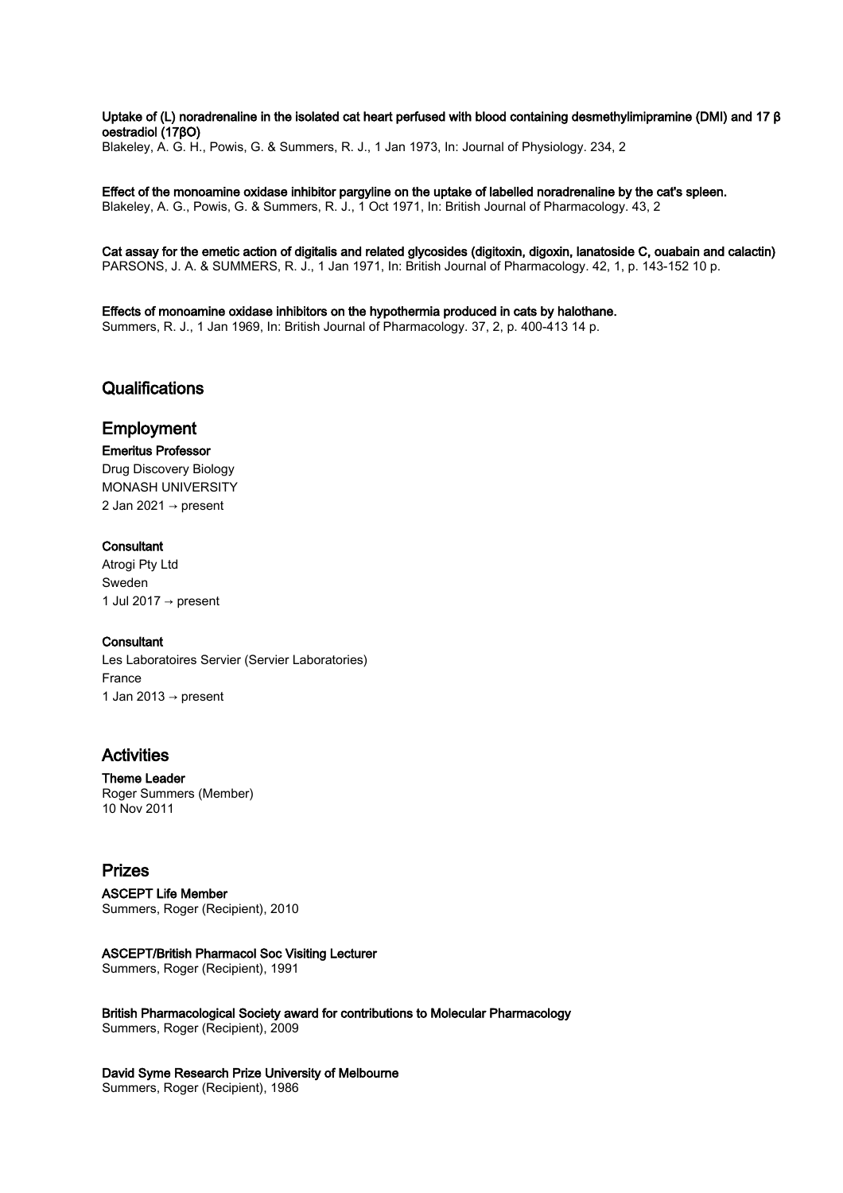**Uptake of (L) noradrenaline in the isolated cat heart perfused with blood containing desmethylimipramine (DMI) and 17 β oestradiol (17βO)**
Blakeley, A. G. H., Powis, G. & Summers, R. J., 1 Jan 1973, In: Journal of Physiology. 234, 2

**Effect of the monoamine oxidase inhibitor pargyline on the uptake of labelled noradrenaline by the cat's spleen.**
Blakeley, A. G., Powis, G. & Summers, R. J., 1 Oct 1971, In: British Journal of Pharmacology. 43, 2

**Cat assay for the emetic action of digitalis and related glycosides (digitoxin, digoxin, lanatoside C, ouabain and calactin)**
PARSONS, J. A. & SUMMERS, R. J., 1 Jan 1971, In: British Journal of Pharmacology. 42, 1, p. 143-152 10 p.

**Effects of monoamine oxidase inhibitors on the hypothermia produced in cats by halothane.**
Summers, R. J., 1 Jan 1969, In: British Journal of Pharmacology. 37, 2, p. 400-413 14 p.

## Qualifications

## Employment

**Emeritus Professor**
Drug Discovery Biology
MONASH UNIVERSITY
2 Jan 2021 → present

**Consultant**
Atrogi Pty Ltd
Sweden
1 Jul 2017 → present

**Consultant**
Les Laboratoires Servier (Servier Laboratories)
France
1 Jan 2013 → present

## Activities

**Theme Leader**
Roger Summers (Member)
10 Nov 2011

## Prizes

**ASCEPT Life Member**
Summers, Roger (Recipient), 2010

**ASCEPT/British Pharmacol Soc Visiting Lecturer**
Summers, Roger (Recipient), 1991

**British Pharmacological Society award for contributions to Molecular Pharmacology**
Summers, Roger (Recipient), 2009

**David Syme Research Prize University of Melbourne**
Summers, Roger (Recipient), 1986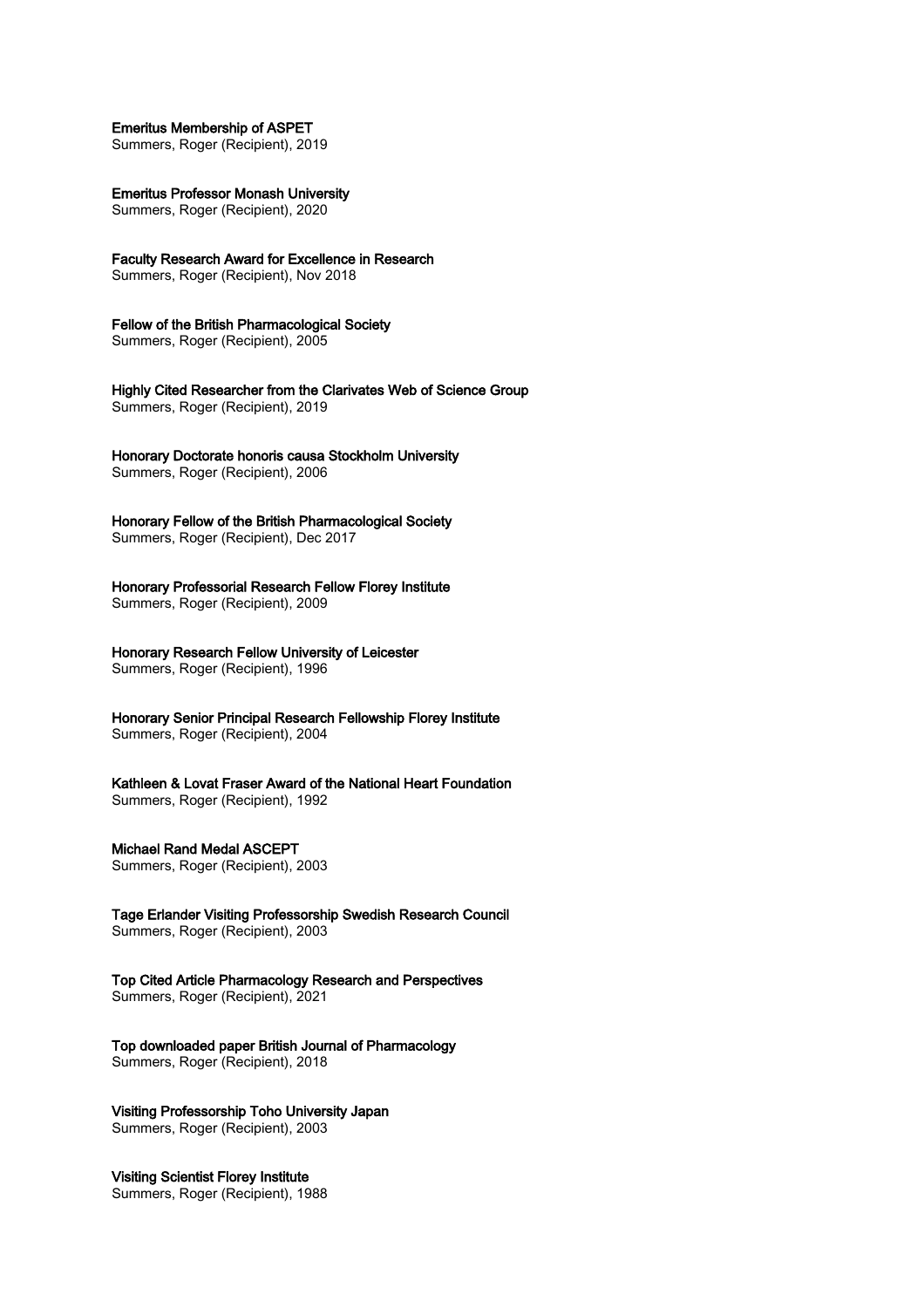**Emeritus Membership of ASPET**
Summers, Roger (Recipient), 2019

**Emeritus Professor Monash University**
Summers, Roger (Recipient), 2020

**Faculty Research Award for Excellence in Research**
Summers, Roger (Recipient), Nov 2018

**Fellow of the British Pharmacological Society**
Summers, Roger (Recipient), 2005

**Highly Cited Researcher from the Clarivates Web of Science Group**
Summers, Roger (Recipient), 2019

**Honorary Doctorate honoris causa Stockholm University**
Summers, Roger (Recipient), 2006

**Honorary Fellow of the British Pharmacological Society**
Summers, Roger (Recipient), Dec 2017

**Honorary Professorial Research Fellow Florey Institute**
Summers, Roger (Recipient), 2009

**Honorary Research Fellow University of Leicester**
Summers, Roger (Recipient), 1996

**Honorary Senior Principal Research Fellowship Florey Institute**
Summers, Roger (Recipient), 2004

**Kathleen & Lovat Fraser Award of the National Heart Foundation**
Summers, Roger (Recipient), 1992

**Michael Rand Medal ASCEPT**
Summers, Roger (Recipient), 2003

**Tage Erlander Visiting Professorship Swedish Research Council**
Summers, Roger (Recipient), 2003

**Top Cited Article Pharmacology Research and Perspectives**
Summers, Roger (Recipient), 2021

**Top downloaded paper British Journal of Pharmacology**
Summers, Roger (Recipient), 2018

**Visiting Professorship Toho University Japan**
Summers, Roger (Recipient), 2003

**Visiting Scientist Florey Institute**
Summers, Roger (Recipient), 1988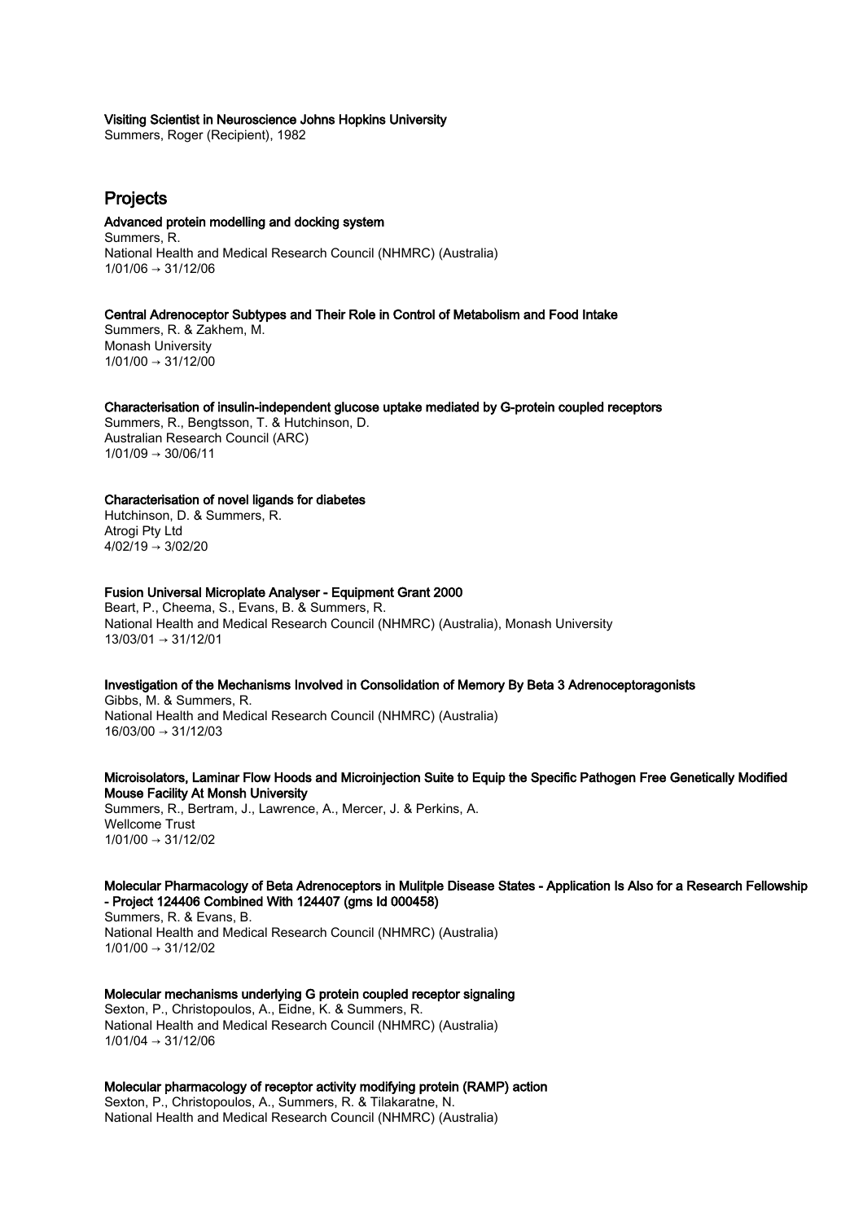**Visiting Scientist in Neuroscience Johns Hopkins University**
Summers, Roger (Recipient), 1982

## Projects

**Advanced protein modelling and docking system**
Summers, R.
National Health and Medical Research Council (NHMRC) (Australia)
1/01/06 → 31/12/06

**Central Adrenoceptor Subtypes and Their Role in Control of Metabolism and Food Intake**
Summers, R. & Zakhem, M.
Monash University
1/01/00 → 31/12/00

**Characterisation of insulin-independent glucose uptake mediated by G-protein coupled receptors**
Summers, R., Bengtsson, T. & Hutchinson, D.
Australian Research Council (ARC)
1/01/09 → 30/06/11

**Characterisation of novel ligands for diabetes**
Hutchinson, D. & Summers, R.
Atrogi Pty Ltd
4/02/19 → 3/02/20

**Fusion Universal Microplate Analyser - Equipment Grant 2000**
Beart, P., Cheema, S., Evans, B. & Summers, R.
National Health and Medical Research Council (NHMRC) (Australia), Monash University
13/03/01 → 31/12/01

**Investigation of the Mechanisms Involved in Consolidation of Memory By Beta 3 Adrenoceptoragonists**
Gibbs, M. & Summers, R.
National Health and Medical Research Council (NHMRC) (Australia)
16/03/00 → 31/12/03

**Microisolators, Laminar Flow Hoods and Microinjection Suite to Equip the Specific Pathogen Free Genetically Modified Mouse Facility At Monsh University**
Summers, R., Bertram, J., Lawrence, A., Mercer, J. & Perkins, A.
Wellcome Trust
1/01/00 → 31/12/02

**Molecular Pharmacology of Beta Adrenoceptors in Mulitple Disease States - Application Is Also for a Research Fellowship - Project 124406 Combined With 124407 (gms Id 000458)**
Summers, R. & Evans, B.
National Health and Medical Research Council (NHMRC) (Australia)
1/01/00 → 31/12/02

**Molecular mechanisms underlying G protein coupled receptor signaling**
Sexton, P., Christopoulos, A., Eidne, K. & Summers, R.
National Health and Medical Research Council (NHMRC) (Australia)
1/01/04 → 31/12/06

**Molecular pharmacology of receptor activity modifying protein (RAMP) action**
Sexton, P., Christopoulos, A., Summers, R. & Tilakaratne, N.
National Health and Medical Research Council (NHMRC) (Australia)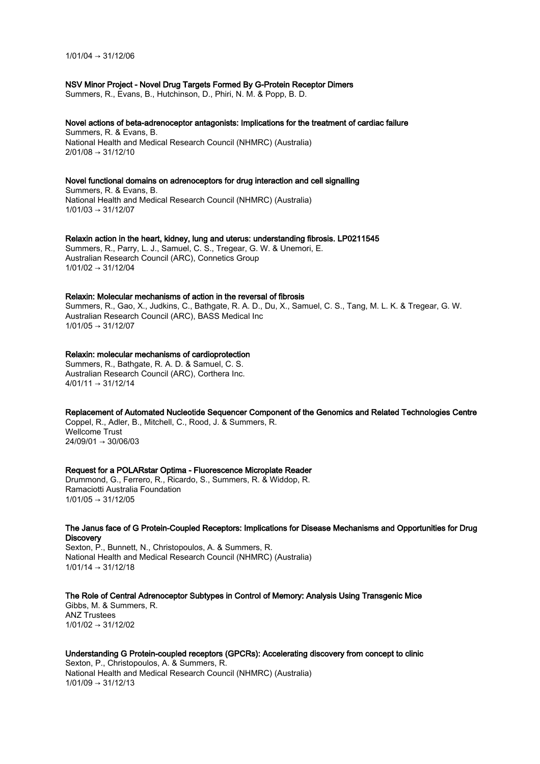1/01/04 → 31/12/06

**NSV Minor Project - Novel Drug Targets Formed By G-Protein Receptor Dimers**
Summers, R., Evans, B., Hutchinson, D., Phiri, N. M. & Popp, B. D.

**Novel actions of beta-adrenoceptor antagonists: Implications for the treatment of cardiac failure**
Summers, R. & Evans, B.
National Health and Medical Research Council (NHMRC) (Australia)
2/01/08 → 31/12/10

**Novel functional domains on adrenoceptors for drug interaction and cell signalling**
Summers, R. & Evans, B.
National Health and Medical Research Council (NHMRC) (Australia)
1/01/03 → 31/12/07

**Relaxin action in the heart, kidney, lung and uterus: understanding fibrosis. LP0211545**
Summers, R., Parry, L. J., Samuel, C. S., Tregear, G. W. & Unemori, E.
Australian Research Council (ARC), Connetics Group
1/01/02 → 31/12/04

**Relaxin: Molecular mechanisms of action in the reversal of fibrosis**
Summers, R., Gao, X., Judkins, C., Bathgate, R. A. D., Du, X., Samuel, C. S., Tang, M. L. K. & Tregear, G. W.
Australian Research Council (ARC), BASS Medical Inc
1/01/05 → 31/12/07

**Relaxin: molecular mechanisms of cardioprotection**
Summers, R., Bathgate, R. A. D. & Samuel, C. S.
Australian Research Council (ARC), Corthera Inc.
4/01/11 → 31/12/14

**Replacement of Automated Nucleotide Sequencer Component of the Genomics and Related Technologies Centre**
Coppel, R., Adler, B., Mitchell, C., Rood, J. & Summers, R.
Wellcome Trust
24/09/01 → 30/06/03

**Request for a POLARstar Optima - Fluorescence Microplate Reader**
Drummond, G., Ferrero, R., Ricardo, S., Summers, R. & Widdop, R.
Ramaciotti Australia Foundation
1/01/05 → 31/12/05

**The Janus face of G Protein-Coupled Receptors: Implications for Disease Mechanisms and Opportunities for Drug Discovery**
Sexton, P., Bunnett, N., Christopoulos, A. & Summers, R.
National Health and Medical Research Council (NHMRC) (Australia)
1/01/14 → 31/12/18

**The Role of Central Adrenoceptor Subtypes in Control of Memory: Analysis Using Transgenic Mice**
Gibbs, M. & Summers, R.
ANZ Trustees
1/01/02 → 31/12/02

**Understanding G Protein-coupled receptors (GPCRs): Accelerating discovery from concept to clinic**
Sexton, P., Christopoulos, A. & Summers, R.
National Health and Medical Research Council (NHMRC) (Australia)
1/01/09 → 31/12/13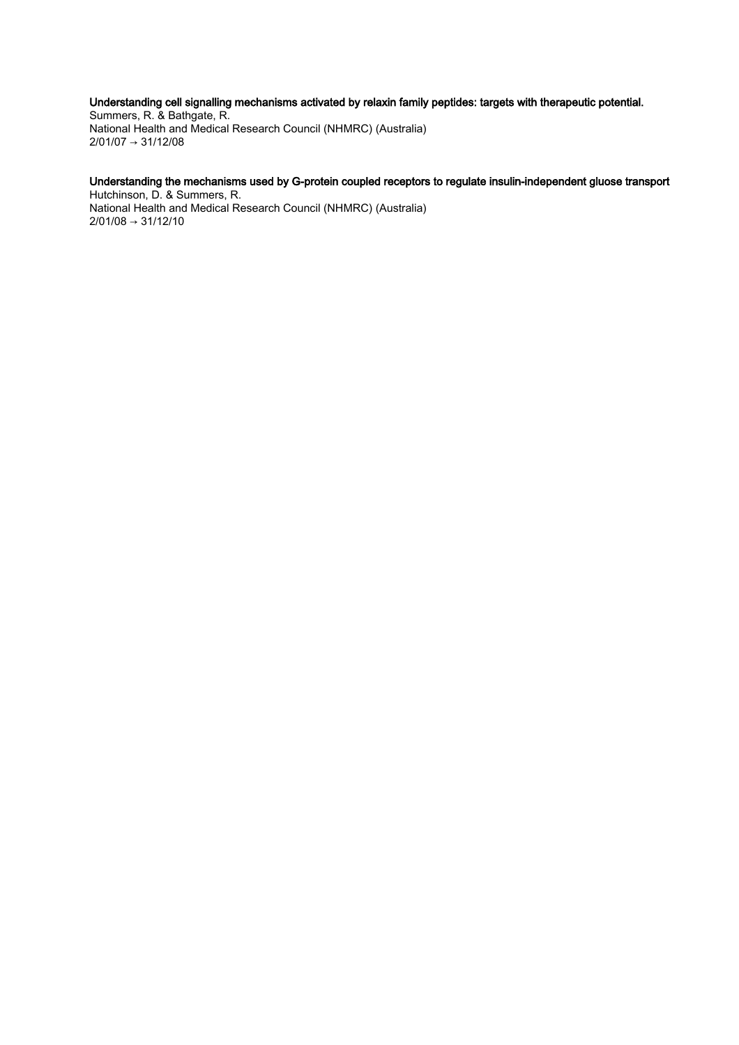**Understanding cell signalling mechanisms activated by relaxin family peptides: targets with therapeutic potential.**
Summers, R. & Bathgate, R.
National Health and Medical Research Council (NHMRC) (Australia)
2/01/07 → 31/12/08

**Understanding the mechanisms used by G-protein coupled receptors to regulate insulin-independent gluose transport**
Hutchinson, D. & Summers, R.
National Health and Medical Research Council (NHMRC) (Australia)
2/01/08 → 31/12/10